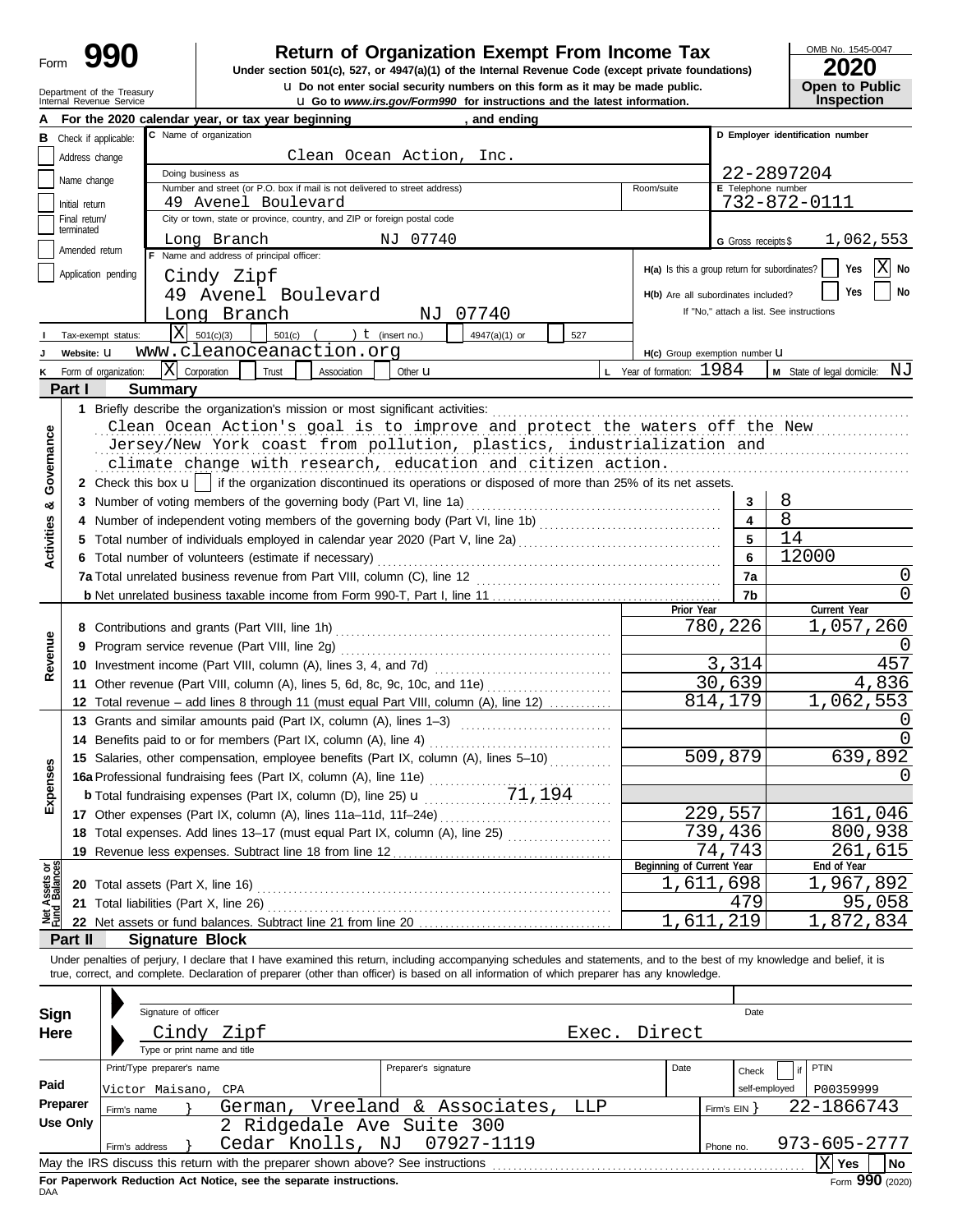Form **990**

# Return of Organization Exempt From Income Tax

**Under section 501(c), 527, or 4947(a)(1) of the Internal Revenue Code (except private foundations)**

u **Do not enter social security numbers on this form as it may be made public.**

u **Go to *www.irs.gov/Form990* for instructions and the latest information.**

Department of the Treasury
Internal Revenue Service

OMB No. 1545-0047

**2020**

**Open to Public Inspection**

**A** For the 2020 calendar year, or tax year beginning , and ending

**B** Check if applicable:
- Address change
- Name change
- Initial return
- Final return/terminated
- Amended return
- Application pending

**C** Name of organization: Clean Ocean Action, Inc.

Doing business as

Number and street (or P.O. box if mail is not delivered to street address): 49 Avenel Boulevard | Room/suite

City or town, state or province, country, and ZIP or foreign postal code: Long Branch NJ 07740

**D** Employer identification number: 22-2897204

**E** Telephone number: 732-872-0111

**G** Gross receipts $ 1,062,553

**F** Name and address of principal officer:
Cindy Zipf
49 Avenel Boulevard
Long Branch NJ 07740

**H(a)** Is this a group return for subordinates? Yes [ ] No [X]

**H(b)** Are all subordinates included? Yes [ ] No [ ]
If "No," attach a list. See instructions

**I** Tax-exempt status: [X] 501(c)(3) [ ] 501(c) ( ) t (insert no.) [ ] 4947(a)(1) or [ ] 527

**J** Website: u www.cleanoceanaction.org

**H(c)** Group exemption number u

**K** Form of organization: [X] Corporation [ ] Trust [ ] Association [ ] Other u

**L** Year of formation: 1984

**M** State of legal domicile: NJ

## Part I Summary

**Activities & Governance**

1 Briefly describe the organization's mission or most significant activities:
Clean Ocean Action's goal is to improve and protect the waters off the New Jersey/New York coast from pollution, plastics, industrialization and climate change with research, education and citizen action.

2 Check this box u [ ] if the organization discontinued its operations or disposed of more than 25% of its net assets.

| | | | |
|---|---|---|---|
| 3 | Number of voting members of the governing body (Part VI, line 1a) | 3 | 8 |
| 4 | Number of independent voting members of the governing body (Part VI, line 1b) | 4 | 8 |
| 5 | Total number of individuals employed in calendar year 2020 (Part V, line 2a) | 5 | 14 |
| 6 | Total number of volunteers (estimate if necessary) | 6 | 12000 |
| 7a | Total unrelated business revenue from Part VIII, column (C), line 12 | 7a | 0 |
| b | Net unrelated business taxable income from Form 990-T, Part I, line 11 | 7b | 0 |

| | | Prior Year | Current Year |
|---|---|---|---|
| **Revenue** | | | |
| 8 | Contributions and grants (Part VIII, line 1h) | 780,226 | 1,057,260 |
| 9 | Program service revenue (Part VIII, line 2g) | | 0 |
| 10 | Investment income (Part VIII, column (A), lines 3, 4, and 7d) | 3,314 | 457 |
| 11 | Other revenue (Part VIII, column (A), lines 5, 6d, 8c, 9c, 10c, and 11e) | 30,639 | 4,836 |
| 12 | Total revenue – add lines 8 through 11 (must equal Part VIII, column (A), line 12) | 814,179 | 1,062,553 |
| **Expenses** | | | |
| 13 | Grants and similar amounts paid (Part IX, column (A), lines 1–3) | | 0 |
| 14 | Benefits paid to or for members (Part IX, column (A), line 4) | | 0 |
| 15 | Salaries, other compensation, employee benefits (Part IX, column (A), lines 5–10) | 509,879 | 639,892 |
| 16a | Professional fundraising fees (Part IX, column (A), line 11e) | | 0 |
| b | Total fundraising expenses (Part IX, column (D), line 25) u 71,194 | | |
| 17 | Other expenses (Part IX, column (A), lines 11a–11d, 11f–24e) | 229,557 | 161,046 |
| 18 | Total expenses. Add lines 13–17 (must equal Part IX, column (A), line 25) | 739,436 | 800,938 |
| 19 | Revenue less expenses. Subtract line 18 from line 12 | 74,743 | 261,615 |

| | | Beginning of Current Year | End of Year |
|---|---|---|---|
| **Net Assets or Fund Balances** | | | |
| 20 | Total assets (Part X, line 16) | 1,611,698 | 1,967,892 |
| 21 | Total liabilities (Part X, line 26) | 479 | 95,058 |
| 22 | Net assets or fund balances. Subtract line 21 from line 20 | 1,611,219 | 1,872,834 |

## Part II Signature Block

Under penalties of perjury, I declare that I have examined this return, including accompanying schedules and statements, and to the best of my knowledge and belief, it is true, correct, and complete. Declaration of preparer (other than officer) is based on all information of which preparer has any knowledge.

**Sign Here**

Signature of officer | Date

Cindy Zipf Exec. Direct
Type or print name and title

**Paid Preparer Use Only**

| Print/Type preparer's name | Preparer's signature | Date | Check [ ] if self-employed | PTIN |
|---|---|---|---|---|
| Victor Maisano, CPA | | | | P00359999 |

Firm's name } German, Vreeland & Associates, LLP | Firm's EIN } 22-1866743

Firm's address } 2 Ridgedale Ave Suite 300, Cedar Knolls, NJ 07927-1119 | Phone no. 973-605-2777

May the IRS discuss this return with the preparer shown above? See instructions [X] Yes [ ] No

**For Paperwork Reduction Act Notice, see the separate instructions.**

DAA Form **990** (2020)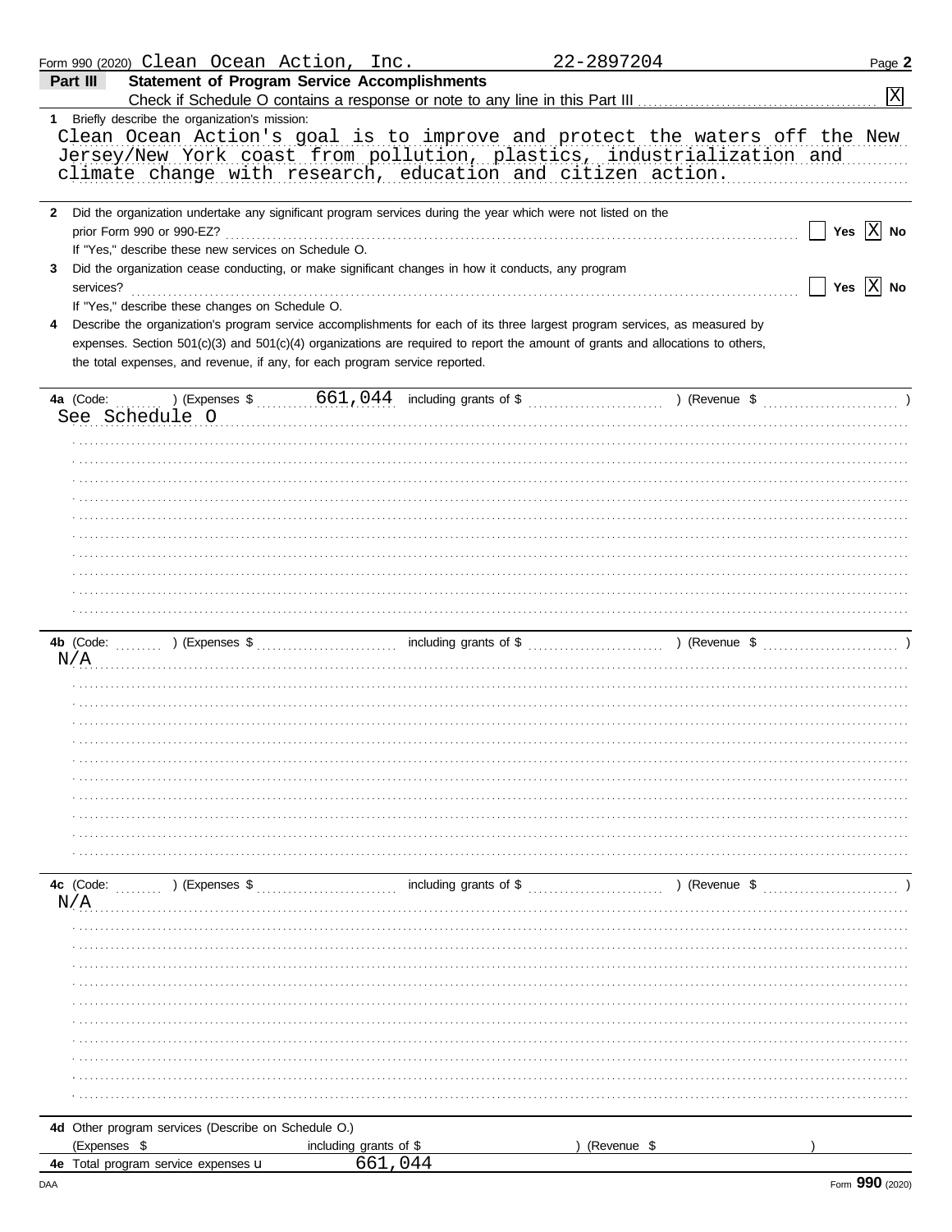Form 990 (2020) Clean Ocean Action, Inc. 22-2897204 Page **2**

**Part III Statement of Program Service Accomplishments**

Check if Schedule O contains a response or note to any line in this Part III [X]

**1** Briefly describe the organization's mission:

Clean Ocean Action's goal is to improve and protect the waters off the New Jersey/New York coast from pollution, plastics, industrialization and climate change with research, education and citizen action.

**2** Did the organization undertake any significant program services during the year which were not listed on the prior Form 990 or 990-EZ? [ ] Yes [X] No

If "Yes," describe these new services on Schedule O.

**3** Did the organization cease conducting, or make significant changes in how it conducts, any program services? [ ] Yes [X] No

If "Yes," describe these changes on Schedule O.

**4** Describe the organization's program service accomplishments for each of its three largest program services, as measured by expenses. Section 501(c)(3) and 501(c)(4) organizations are required to report the amount of grants and allocations to others, the total expenses, and revenue, if any, for each program service reported.

**4a** (Code: ) (Expenses $ 661,044 including grants of $ ) (Revenue $ )

See Schedule O

**4b** (Code: ) (Expenses $ including grants of $ ) (Revenue $ )

N/A

**4c** (Code: ) (Expenses $ including grants of $ ) (Revenue $ )

N/A

**4d** Other program services (Describe on Schedule O.)

(Expenses $ including grants of $ ) (Revenue $ )

**4e** Total program service expenses 661,044

DAA Form **990** (2020)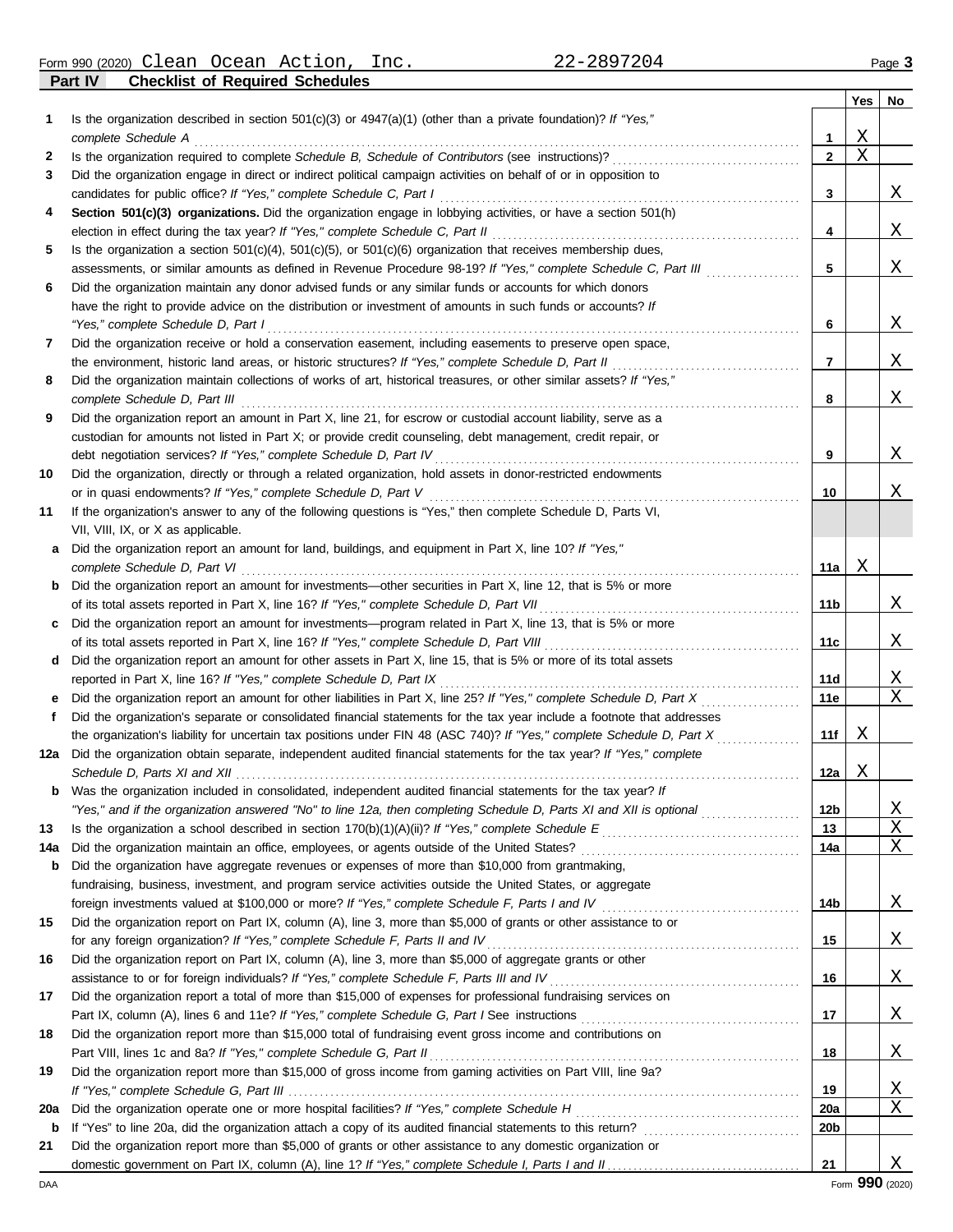Form 990 (2020) Clean Ocean Action, Inc. 22-2897204 Page 3

## Part IV Checklist of Required Schedules

| | | | Yes | No |
|---|---|---|---|---|
| 1 | Is the organization described in section 501(c)(3) or 4947(a)(1) (other than a private foundation)? *If "Yes," complete Schedule A* | 1 | X | |
| 2 | Is the organization required to complete *Schedule B, Schedule of Contributors* (see instructions)? | 2 | X | |
| 3 | Did the organization engage in direct or indirect political campaign activities on behalf of or in opposition to candidates for public office? *If "Yes," complete Schedule C, Part I* | 3 | | X |
| 4 | **Section 501(c)(3) organizations.** Did the organization engage in lobbying activities, or have a section 501(h) election in effect during the tax year? *If "Yes," complete Schedule C, Part II* | 4 | | X |
| 5 | Is the organization a section 501(c)(4), 501(c)(5), or 501(c)(6) organization that receives membership dues, assessments, or similar amounts as defined in Revenue Procedure 98-19? *If "Yes," complete Schedule C, Part III* | 5 | | X |
| 6 | Did the organization maintain any donor advised funds or any similar funds or accounts for which donors have the right to provide advice on the distribution or investment of amounts in such funds or accounts? *If "Yes," complete Schedule D, Part I* | 6 | | X |
| 7 | Did the organization receive or hold a conservation easement, including easements to preserve open space, the environment, historic land areas, or historic structures? *If "Yes," complete Schedule D, Part II* | 7 | | X |
| 8 | Did the organization maintain collections of works of art, historical treasures, or other similar assets? *If "Yes," complete Schedule D, Part III* | 8 | | X |
| 9 | Did the organization report an amount in Part X, line 21, for escrow or custodial account liability, serve as a custodian for amounts not listed in Part X; or provide credit counseling, debt management, credit repair, or debt negotiation services? *If "Yes," complete Schedule D, Part IV* | 9 | | X |
| 10 | Did the organization, directly or through a related organization, hold assets in donor-restricted endowments or in quasi endowments? *If "Yes," complete Schedule D, Part V* | 10 | | X |
| 11 | If the organization's answer to any of the following questions is "Yes," then complete Schedule D, Parts VI, VII, VIII, IX, or X as applicable. | | | |
| a | Did the organization report an amount for land, buildings, and equipment in Part X, line 10? *If "Yes," complete Schedule D, Part VI* | 11a | X | |
| b | Did the organization report an amount for investments—other securities in Part X, line 12, that is 5% or more of its total assets reported in Part X, line 16? *If "Yes," complete Schedule D, Part VII* | 11b | | X |
| c | Did the organization report an amount for investments—program related in Part X, line 13, that is 5% or more of its total assets reported in Part X, line 16? *If "Yes," complete Schedule D, Part VIII* | 11c | | X |
| d | Did the organization report an amount for other assets in Part X, line 15, that is 5% or more of its total assets reported in Part X, line 16? *If "Yes," complete Schedule D, Part IX* | 11d | | X |
| e | Did the organization report an amount for other liabilities in Part X, line 25? *If "Yes," complete Schedule D, Part X* | 11e | | X |
| f | Did the organization's separate or consolidated financial statements for the tax year include a footnote that addresses the organization's liability for uncertain tax positions under FIN 48 (ASC 740)? *If "Yes," complete Schedule D, Part X* | 11f | X | |
| 12a | Did the organization obtain separate, independent audited financial statements for the tax year? *If "Yes," complete Schedule D, Parts XI and XII* | 12a | X | |
| b | Was the organization included in consolidated, independent audited financial statements for the tax year? *If "Yes," and if the organization answered "No" to line 12a, then completing Schedule D, Parts XI and XII is optional* | 12b | | X |
| 13 | Is the organization a school described in section 170(b)(1)(A)(ii)? *If "Yes," complete Schedule E* | 13 | | X |
| 14a | Did the organization maintain an office, employees, or agents outside of the United States? | 14a | | X |
| b | Did the organization have aggregate revenues or expenses of more than $10,000 from grantmaking, fundraising, business, investment, and program service activities outside the United States, or aggregate foreign investments valued at $100,000 or more? *If "Yes," complete Schedule F, Parts I and IV* | 14b | | X |
| 15 | Did the organization report on Part IX, column (A), line 3, more than $5,000 of grants or other assistance to or for any foreign organization? *If "Yes," complete Schedule F, Parts II and IV* | 15 | | X |
| 16 | Did the organization report on Part IX, column (A), line 3, more than $5,000 of aggregate grants or other assistance to or for foreign individuals? *If "Yes," complete Schedule F, Parts III and IV* | 16 | | X |
| 17 | Did the organization report a total of more than $15,000 of expenses for professional fundraising services on Part IX, column (A), lines 6 and 11e? *If "Yes," complete Schedule G, Part I* See instructions | 17 | | X |
| 18 | Did the organization report more than $15,000 total of fundraising event gross income and contributions on Part VIII, lines 1c and 8a? *If "Yes," complete Schedule G, Part II* | 18 | | X |
| 19 | Did the organization report more than $15,000 of gross income from gaming activities on Part VIII, line 9a? *If "Yes," complete Schedule G, Part III* | 19 | | X |
| 20a | Did the organization operate one or more hospital facilities? *If "Yes," complete Schedule H* | 20a | | X |
| b | If "Yes" to line 20a, did the organization attach a copy of its audited financial statements to this return? | 20b | | |
| 21 | Did the organization report more than $5,000 of grants or other assistance to any domestic organization or domestic government on Part IX, column (A), line 1? *If "Yes," complete Schedule I, Parts I and II* | 21 | | X |

DAA Form **990** (2020)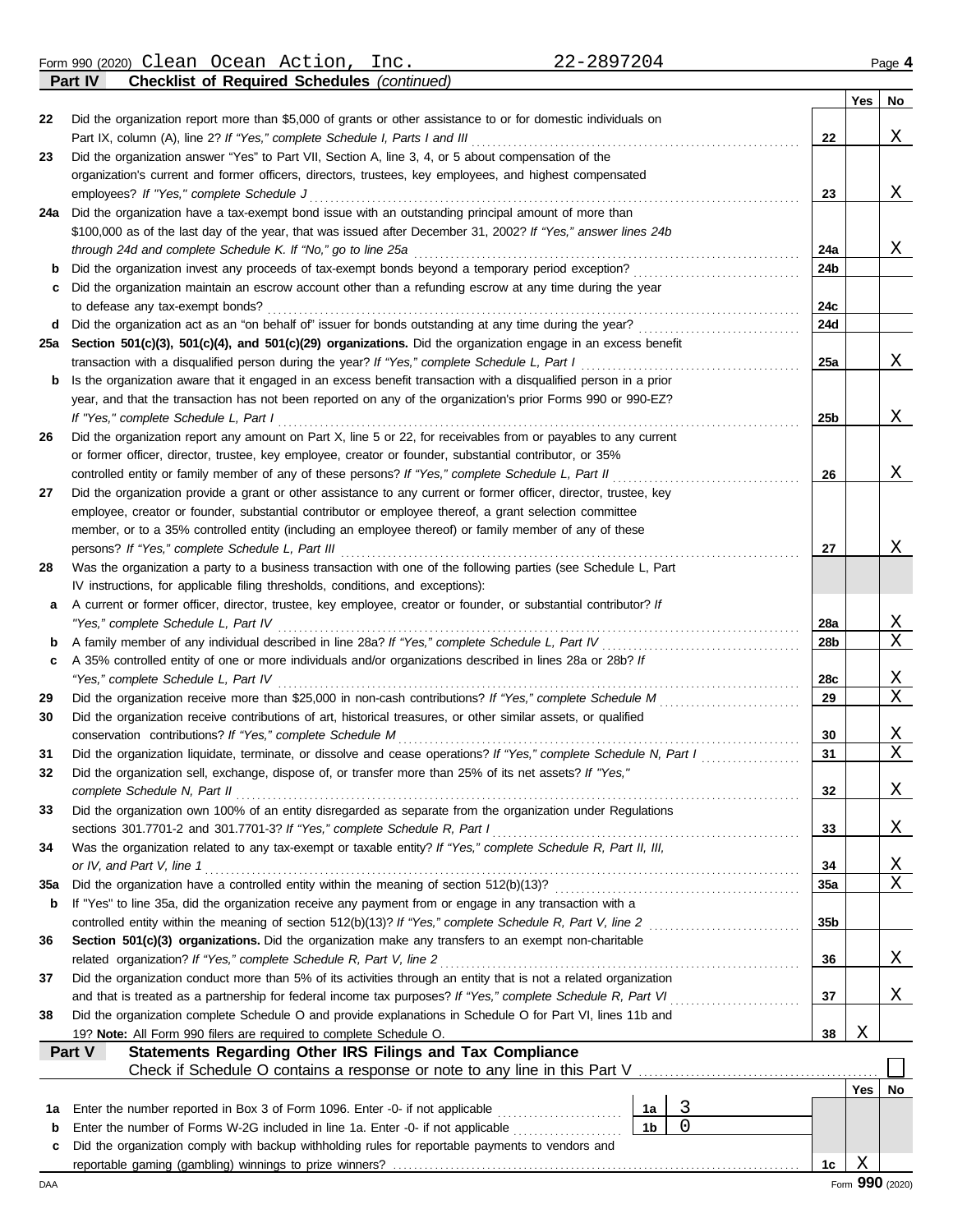Form 990 (2020) Clean Ocean Action, Inc. 22-2897204 Page **4**

## Part IV Checklist of Required Schedules *(continued)*

| | | | Yes | No |
|---|---|---|---|---|
| **22** | Did the organization report more than $5,000 of grants or other assistance to or for domestic individuals on Part IX, column (A), line 2? *If "Yes," complete Schedule I, Parts I and III* | **22** | | X |
| **23** | Did the organization answer "Yes" to Part VII, Section A, line 3, 4, or 5 about compensation of the organization's current and former officers, directors, trustees, key employees, and highest compensated employees? *If "Yes," complete Schedule J* | **23** | | X |
| **24a** | Did the organization have a tax-exempt bond issue with an outstanding principal amount of more than $100,000 as of the last day of the year, that was issued after December 31, 2002? *If "Yes," answer lines 24b through 24d and complete Schedule K. If "No," go to line 25a* | **24a** | | X |
| **b** | Did the organization invest any proceeds of tax-exempt bonds beyond a temporary period exception? | **24b** | | |
| **c** | Did the organization maintain an escrow account other than a refunding escrow at any time during the year to defease any tax-exempt bonds? | **24c** | | |
| **d** | Did the organization act as an "on behalf of" issuer for bonds outstanding at any time during the year? | **24d** | | |
| **25a** | **Section 501(c)(3), 501(c)(4), and 501(c)(29) organizations.** Did the organization engage in an excess benefit transaction with a disqualified person during the year? *If "Yes," complete Schedule L, Part I* | **25a** | | X |
| **b** | Is the organization aware that it engaged in an excess benefit transaction with a disqualified person in a prior year, and that the transaction has not been reported on any of the organization's prior Forms 990 or 990-EZ? *If "Yes," complete Schedule L, Part I* | **25b** | | X |
| **26** | Did the organization report any amount on Part X, line 5 or 22, for receivables from or payables to any current or former officer, director, trustee, key employee, creator or founder, substantial contributor, or 35% controlled entity or family member of any of these persons? *If "Yes," complete Schedule L, Part II* | **26** | | X |
| **27** | Did the organization provide a grant or other assistance to any current or former officer, director, trustee, key employee, creator or founder, substantial contributor or employee thereof, a grant selection committee member, or to a 35% controlled entity (including an employee thereof) or family member of any of these persons? *If "Yes," complete Schedule L, Part III* | **27** | | X |
| **28** | Was the organization a party to a business transaction with one of the following parties (see Schedule L, Part IV instructions, for applicable filing thresholds, conditions, and exceptions): | | | |
| **a** | A current or former officer, director, trustee, key employee, creator or founder, or substantial contributor? *If "Yes," complete Schedule L, Part IV* | **28a** | | X |
| **b** | A family member of any individual described in line 28a? *If "Yes," complete Schedule L, Part IV* | **28b** | | X |
| **c** | A 35% controlled entity of one or more individuals and/or organizations described in lines 28a or 28b? *If "Yes," complete Schedule L, Part IV* | **28c** | | X |
| **29** | Did the organization receive more than $25,000 in non-cash contributions? *If "Yes," complete Schedule M* | **29** | | X |
| **30** | Did the organization receive contributions of art, historical treasures, or other similar assets, or qualified conservation contributions? *If "Yes," complete Schedule M* | **30** | | X |
| **31** | Did the organization liquidate, terminate, or dissolve and cease operations? *If "Yes," complete Schedule N, Part I* | **31** | | X |
| **32** | Did the organization sell, exchange, dispose of, or transfer more than 25% of its net assets? *If "Yes," complete Schedule N, Part II* | **32** | | X |
| **33** | Did the organization own 100% of an entity disregarded as separate from the organization under Regulations sections 301.7701-2 and 301.7701-3? *If "Yes," complete Schedule R, Part I* | **33** | | X |
| **34** | Was the organization related to any tax-exempt or taxable entity? *If "Yes," complete Schedule R, Part II, III, or IV, and Part V, line 1* | **34** | | X |
| **35a** | Did the organization have a controlled entity within the meaning of section 512(b)(13)? | **35a** | | X |
| **b** | If "Yes" to line 35a, did the organization receive any payment from or engage in any transaction with a controlled entity within the meaning of section 512(b)(13)? *If "Yes," complete Schedule R, Part V, line 2* | **35b** | | |
| **36** | **Section 501(c)(3) organizations.** Did the organization make any transfers to an exempt non-charitable related organization? *If "Yes," complete Schedule R, Part V, line 2* | **36** | | X |
| **37** | Did the organization conduct more than 5% of its activities through an entity that is not a related organization and that is treated as a partnership for federal income tax purposes? *If "Yes," complete Schedule R, Part VI* | **37** | | X |
| **38** | Did the organization complete Schedule O and provide explanations in Schedule O for Part VI, lines 11b and 19? **Note:** All Form 990 filers are required to complete Schedule O. | **38** | X | |

## Part V Statements Regarding Other IRS Filings and Tax Compliance

Check if Schedule O contains a response or note to any line in this Part V ☐

| | | | | | Yes | No |
|---|---|---|---|---|---|---|
| **1a** | Enter the number reported in Box 3 of Form 1096. Enter -0- if not applicable | 1a | 3 | | | |
| **b** | Enter the number of Forms W-2G included in line 1a. Enter -0- if not applicable | 1b | 0 | | | |
| **c** | Did the organization comply with backup withholding rules for reportable payments to vendors and reportable gaming (gambling) winnings to prize winners? | | | **1c** | X | |

DAA Form **990** (2020)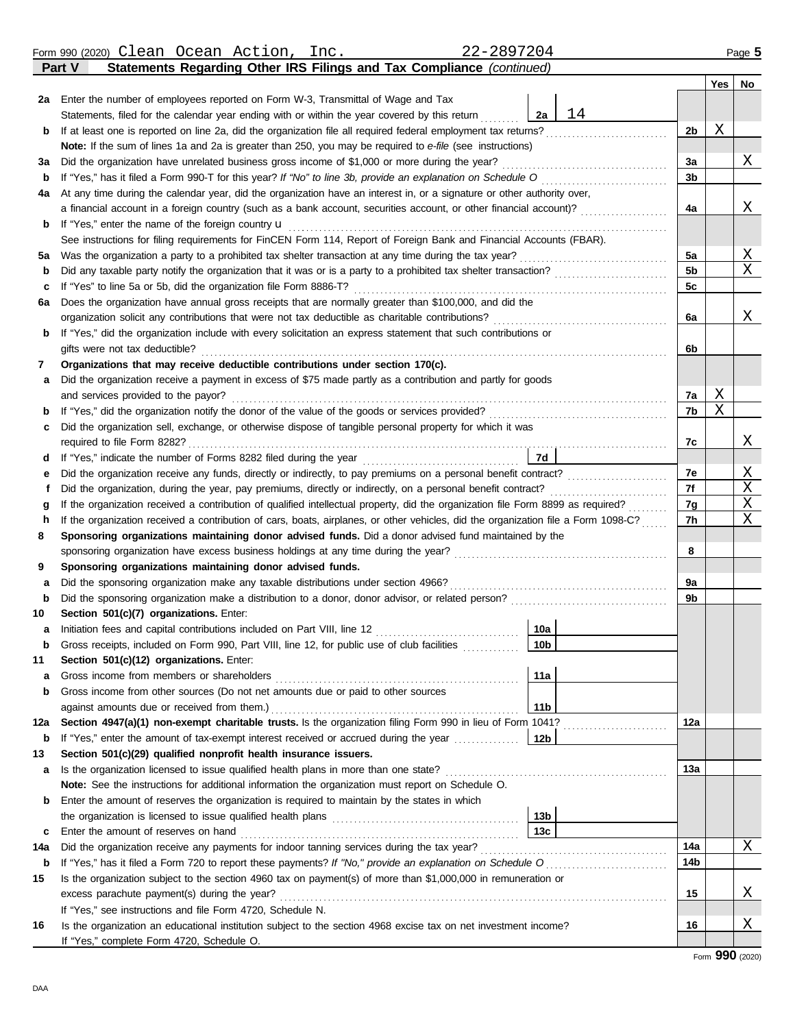Form 990 (2020) Clean Ocean Action, Inc. 22-2897204

**Part V Statements Regarding Other IRS Filings and Tax Compliance** *(continued)*

| | | | | Yes | No |
|---|---|---|---|---|---|
| 2a | Enter the number of employees reported on Form W-3, Transmittal of Wage and Tax Statements, filed for the calendar year ending with or within the year covered by this return | 2a: 14 | | | |
| b | If at least one is reported on line 2a, did the organization file all required federal employment tax returns? | | 2b | X | |
| | **Note:** If the sum of lines 1a and 2a is greater than 250, you may be required to *e-file* (see instructions) | | | | |
| 3a | Did the organization have unrelated business gross income of $1,000 or more during the year? | | 3a | | X |
| b | If "Yes," has it filed a Form 990-T for this year? *If "No" to line 3b, provide an explanation on Schedule O* | | 3b | | |
| 4a | At any time during the calendar year, did the organization have an interest in, or a signature or other authority over, a financial account in a foreign country (such as a bank account, securities account, or other financial account)? | | 4a | | X |
| b | If "Yes," enter the name of the foreign country u | | | | |
| | See instructions for filing requirements for FinCEN Form 114, Report of Foreign Bank and Financial Accounts (FBAR). | | | | |
| 5a | Was the organization a party to a prohibited tax shelter transaction at any time during the tax year? | | 5a | | X |
| b | Did any taxable party notify the organization that it was or is a party to a prohibited tax shelter transaction? | | 5b | | X |
| c | If "Yes" to line 5a or 5b, did the organization file Form 8886-T? | | 5c | | |
| 6a | Does the organization have annual gross receipts that are normally greater than $100,000, and did the organization solicit any contributions that were not tax deductible as charitable contributions? | | 6a | | X |
| b | If "Yes," did the organization include with every solicitation an express statement that such contributions or gifts were not tax deductible? | | 6b | | |
| 7 | **Organizations that may receive deductible contributions under section 170(c).** | | | | |
| a | Did the organization receive a payment in excess of $75 made partly as a contribution and partly for goods and services provided to the payor? | | 7a | X | |
| b | If "Yes," did the organization notify the donor of the value of the goods or services provided? | | 7b | X | |
| c | Did the organization sell, exchange, or otherwise dispose of tangible personal property for which it was required to file Form 8282? | | 7c | | X |
| d | If "Yes," indicate the number of Forms 8282 filed during the year | 7d | | | |
| e | Did the organization receive any funds, directly or indirectly, to pay premiums on a personal benefit contract? | | 7e | | X |
| f | Did the organization, during the year, pay premiums, directly or indirectly, on a personal benefit contract? | | 7f | | X |
| g | If the organization received a contribution of qualified intellectual property, did the organization file Form 8899 as required? | | 7g | | X |
| h | If the organization received a contribution of cars, boats, airplanes, or other vehicles, did the organization file a Form 1098-C? | | 7h | | X |
| 8 | **Sponsoring organizations maintaining donor advised funds.** Did a donor advised fund maintained by the sponsoring organization have excess business holdings at any time during the year? | | 8 | | |
| 9 | **Sponsoring organizations maintaining donor advised funds.** | | | | |
| a | Did the sponsoring organization make any taxable distributions under section 4966? | | 9a | | |
| b | Did the sponsoring organization make a distribution to a donor, donor advisor, or related person? | | 9b | | |
| 10 | **Section 501(c)(7) organizations.** Enter: | | | | |
| a | Initiation fees and capital contributions included on Part VIII, line 12 | 10a | | | |
| b | Gross receipts, included on Form 990, Part VIII, line 12, for public use of club facilities | 10b | | | |
| 11 | **Section 501(c)(12) organizations.** Enter: | | | | |
| a | Gross income from members or shareholders | 11a | | | |
| b | Gross income from other sources (Do not net amounts due or paid to other sources against amounts due or received from them.) | 11b | | | |
| 12a | **Section 4947(a)(1) non-exempt charitable trusts.** Is the organization filing Form 990 in lieu of Form 1041? | | 12a | | |
| b | If "Yes," enter the amount of tax-exempt interest received or accrued during the year | 12b | | | |
| 13 | **Section 501(c)(29) qualified nonprofit health insurance issuers.** | | | | |
| a | Is the organization licensed to issue qualified health plans in more than one state? | | 13a | | |
| | **Note:** See the instructions for additional information the organization must report on Schedule O. | | | | |
| b | Enter the amount of reserves the organization is required to maintain by the states in which the organization is licensed to issue qualified health plans | 13b | | | |
| c | Enter the amount of reserves on hand | 13c | | | |
| 14a | Did the organization receive any payments for indoor tanning services during the tax year? | | 14a | | X |
| b | If "Yes," has it filed a Form 720 to report these payments? *If "No," provide an explanation on Schedule O* | | 14b | | |
| 15 | Is the organization subject to the section 4960 tax on payment(s) of more than $1,000,000 in remuneration or excess parachute payment(s) during the year? | | 15 | | X |
| | If "Yes," see instructions and file Form 4720, Schedule N. | | | | |
| 16 | Is the organization an educational institution subject to the section 4968 excise tax on net investment income? | | 16 | | X |
| | If "Yes," complete Form 4720, Schedule O. | | | | |

Form **990** (2020)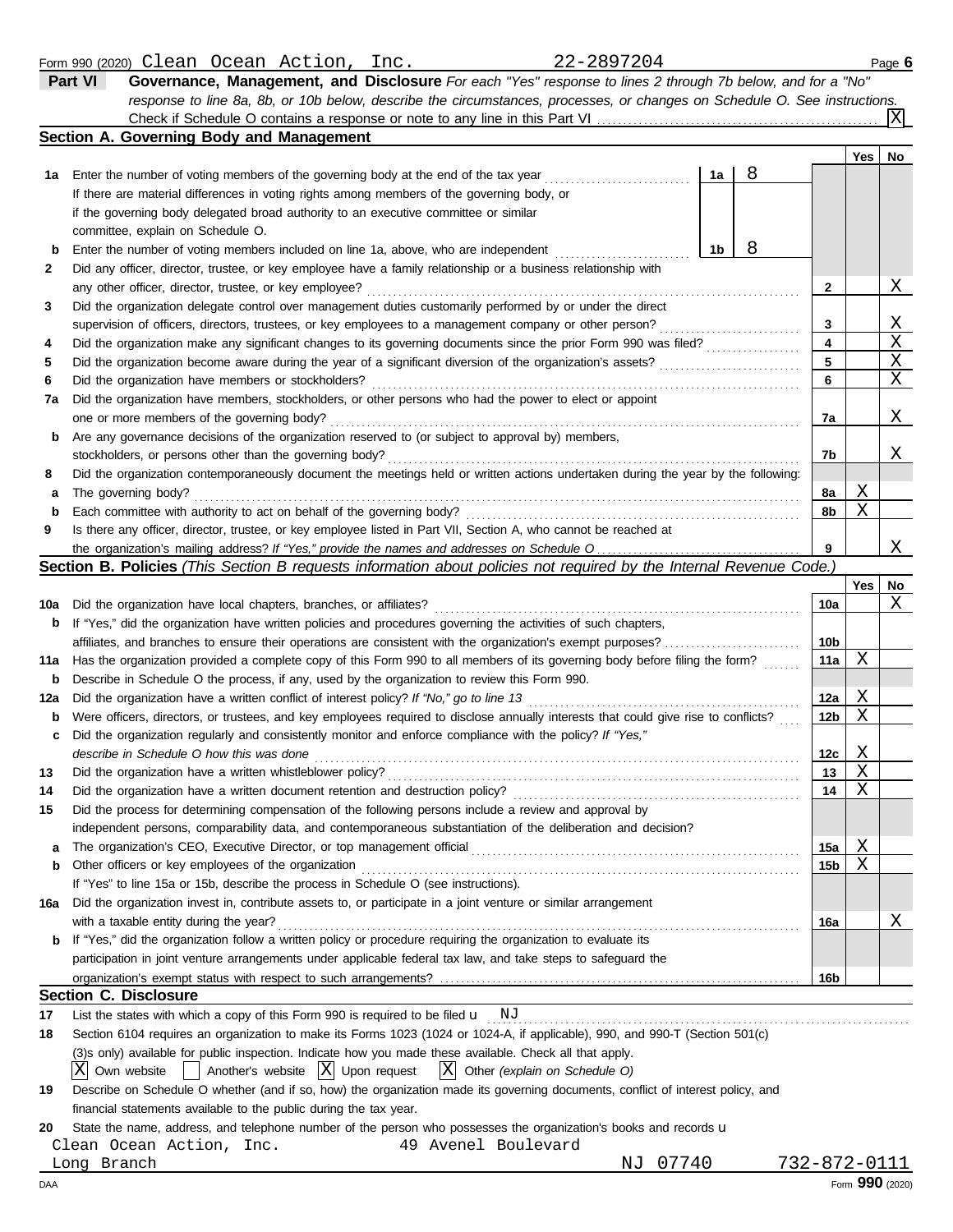Form 990 (2020) Clean Ocean Action, Inc. 22-2897204

## Part VI Governance, Management, and Disclosure

*For each "Yes" response to lines 2 through 7b below, and for a "No" response to line 8a, 8b, or 10b below, describe the circumstances, processes, or changes on Schedule O. See instructions.*

Check if Schedule O contains a response or note to any line in this Part VI ... [X]

### Section A. Governing Body and Management

| | | | | Yes | No |
|---|---|---|---|---|---|
| 1a | Enter the number of voting members of the governing body at the end of the tax year | 1a | 8 | | |
| | If there are material differences in voting rights among members of the governing body, or if the governing body delegated broad authority to an executive committee or similar committee, explain on Schedule O. | | | | |
| b | Enter the number of voting members included on line 1a, above, who are independent | 1b | 8 | | |
| 2 | Did any officer, director, trustee, or key employee have a family relationship or a business relationship with any other officer, director, trustee, or key employee? | 2 | | | X |
| 3 | Did the organization delegate control over management duties customarily performed by or under the direct supervision of officers, directors, trustees, or key employees to a management company or other person? | 3 | | | X |
| 4 | Did the organization make any significant changes to its governing documents since the prior Form 990 was filed? | 4 | | | X |
| 5 | Did the organization become aware during the year of a significant diversion of the organization's assets? | 5 | | | X |
| 6 | Did the organization have members or stockholders? | 6 | | | X |
| 7a | Did the organization have members, stockholders, or other persons who had the power to elect or appoint one or more members of the governing body? | 7a | | | X |
| b | Are any governance decisions of the organization reserved to (or subject to approval by) members, stockholders, or persons other than the governing body? | 7b | | | X |
| 8 | Did the organization contemporaneously document the meetings held or written actions undertaken during the year by the following: | | | | |
| a | The governing body? | 8a | | X | |
| b | Each committee with authority to act on behalf of the governing body? | 8b | | X | |
| 9 | Is there any officer, director, trustee, or key employee listed in Part VII, Section A, who cannot be reached at the organization's mailing address? *If "Yes," provide the names and addresses on Schedule O* | 9 | | | X |

### Section B. Policies *(This Section B requests information about policies not required by the Internal Revenue Code.)*

| | | | Yes | No |
|---|---|---|---|---|
| 10a | Did the organization have local chapters, branches, or affiliates? | 10a | | X |
| b | If "Yes," did the organization have written policies and procedures governing the activities of such chapters, affiliates, and branches to ensure their operations are consistent with the organization's exempt purposes? | 10b | | |
| 11a | Has the organization provided a complete copy of this Form 990 to all members of its governing body before filing the form? | 11a | X | |
| b | Describe in Schedule O the process, if any, used by the organization to review this Form 990. | | | |
| 12a | Did the organization have a written conflict of interest policy? *If "No," go to line 13* | 12a | X | |
| b | Were officers, directors, or trustees, and key employees required to disclose annually interests that could give rise to conflicts? | 12b | X | |
| c | Did the organization regularly and consistently monitor and enforce compliance with the policy? *If "Yes," describe in Schedule O how this was done* | 12c | X | |
| 13 | Did the organization have a written whistleblower policy? | 13 | X | |
| 14 | Did the organization have a written document retention and destruction policy? | 14 | X | |
| 15 | Did the process for determining compensation of the following persons include a review and approval by independent persons, comparability data, and contemporaneous substantiation of the deliberation and decision? | | | |
| a | The organization's CEO, Executive Director, or top management official | 15a | X | |
| b | Other officers or key employees of the organization | 15b | X | |
| | If "Yes" to line 15a or 15b, describe the process in Schedule O (see instructions). | | | |
| 16a | Did the organization invest in, contribute assets to, or participate in a joint venture or similar arrangement with a taxable entity during the year? | 16a | | X |
| b | If "Yes," did the organization follow a written policy or procedure requiring the organization to evaluate its participation in joint venture arrangements under applicable federal tax law, and take steps to safeguard the organization's exempt status with respect to such arrangements? | 16b | | |

### Section C. Disclosure

17 List the states with which a copy of this Form 990 is required to be filed: NJ

18 Section 6104 requires an organization to make its Forms 1023 (1024 or 1024-A, if applicable), 990, and 990-T (Section 501(c)(3)s only) available for public inspection. Indicate how you made these available. Check all that apply.

[X] Own website [ ] Another's website [X] Upon request [X] Other *(explain on Schedule O)*

19 Describe on Schedule O whether (and if so, how) the organization made its governing documents, conflict of interest policy, and financial statements available to the public during the tax year.

20 State the name, address, and telephone number of the person who possesses the organization's books and records:

Clean Ocean Action, Inc. 49 Avenel Boulevard
Long Branch NJ 07740 732-872-0111

DAA Form **990** (2020)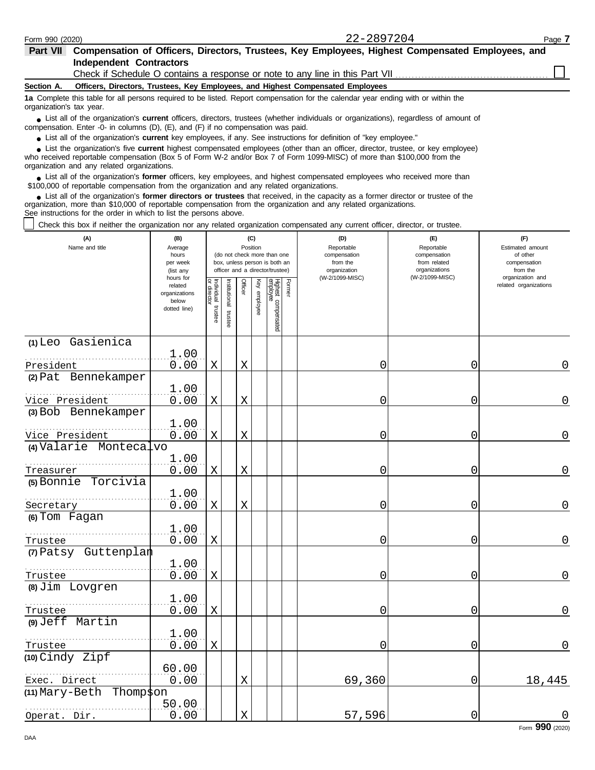Form 990 (2020) 22-2897204 Page **7**

**Part VII Compensation of Officers, Directors, Trustees, Key Employees, Highest Compensated Employees, and Independent Contractors**

Check if Schedule O contains a response or note to any line in this Part VII ☐

**Section A. Officers, Directors, Trustees, Key Employees, and Highest Compensated Employees**

**1a** Complete this table for all persons required to be listed. Report compensation for the calendar year ending with or within the organization's tax year.

- List all of the organization's **current** officers, directors, trustees (whether individuals or organizations), regardless of amount of compensation. Enter -0- in columns (D), (E), and (F) if no compensation was paid.
- List all of the organization's **current** key employees, if any. See instructions for definition of "key employee."
- List the organization's five **current** highest compensated employees (other than an officer, director, trustee, or key employee) who received reportable compensation (Box 5 of Form W-2 and/or Box 7 of Form 1099-MISC) of more than $100,000 from the organization and any related organizations.
- List all of the organization's **former** officers, key employees, and highest compensated employees who received more than $100,000 of reportable compensation from the organization and any related organizations.
- List all of the organization's **former directors or trustees** that received, in the capacity as a former director or trustee of the organization, more than $10,000 of reportable compensation from the organization and any related organizations.

See instructions for the order in which to list the persons above.

☐ Check this box if neither the organization nor any related organization compensated any current officer, director, or trustee.

| (A) Name and title | (B) Average hours per week (list any hours for related organizations below dotted line) | (C) Position: Individual trustee or director | Institutional trustee | Officer | Key employee | Highest compensated employee | Former | (D) Reportable compensation from the organization (W-2/1099-MISC) | (E) Reportable compensation from related organizations (W-2/1099-MISC) | (F) Estimated amount of other compensation from the organization and related organizations |
|---|---|---|---|---|---|---|---|---|---|---|
| (1) Leo Gasienica<br>President | 1.00<br>0.00 | X | | X | | | | 0 | 0 | 0 |
| (2) Pat Bennekamper<br>Vice President | 1.00<br>0.00 | X | | X | | | | 0 | 0 | 0 |
| (3) Bob Bennekamper<br>Vice President | 1.00<br>0.00 | X | | X | | | | 0 | 0 | 0 |
| (4) Valarie Montecalvo<br>Treasurer | 1.00<br>0.00 | X | | X | | | | 0 | 0 | 0 |
| (5) Bonnie Torcivia<br>Secretary | 1.00<br>0.00 | X | | X | | | | 0 | 0 | 0 |
| (6) Tom Fagan<br>Trustee | 1.00<br>0.00 | X | | | | | | 0 | 0 | 0 |
| (7) Patsy Guttenplan<br>Trustee | 1.00<br>0.00 | X | | | | | | 0 | 0 | 0 |
| (8) Jim Lovgren<br>Trustee | 1.00<br>0.00 | X | | | | | | 0 | 0 | 0 |
| (9) Jeff Martin<br>Trustee | 1.00<br>0.00 | X | | | | | | 0 | 0 | 0 |
| (10) Cindy Zipf<br>Exec. Direct | 60.00<br>0.00 | | | X | | | | 69,360 | 0 | 18,445 |
| (11) Mary-Beth Thompson<br>Operat. Dir. | 50.00<br>0.00 | | | X | | | | 57,596 | 0 | 0 |

Form **990** (2020)

DAA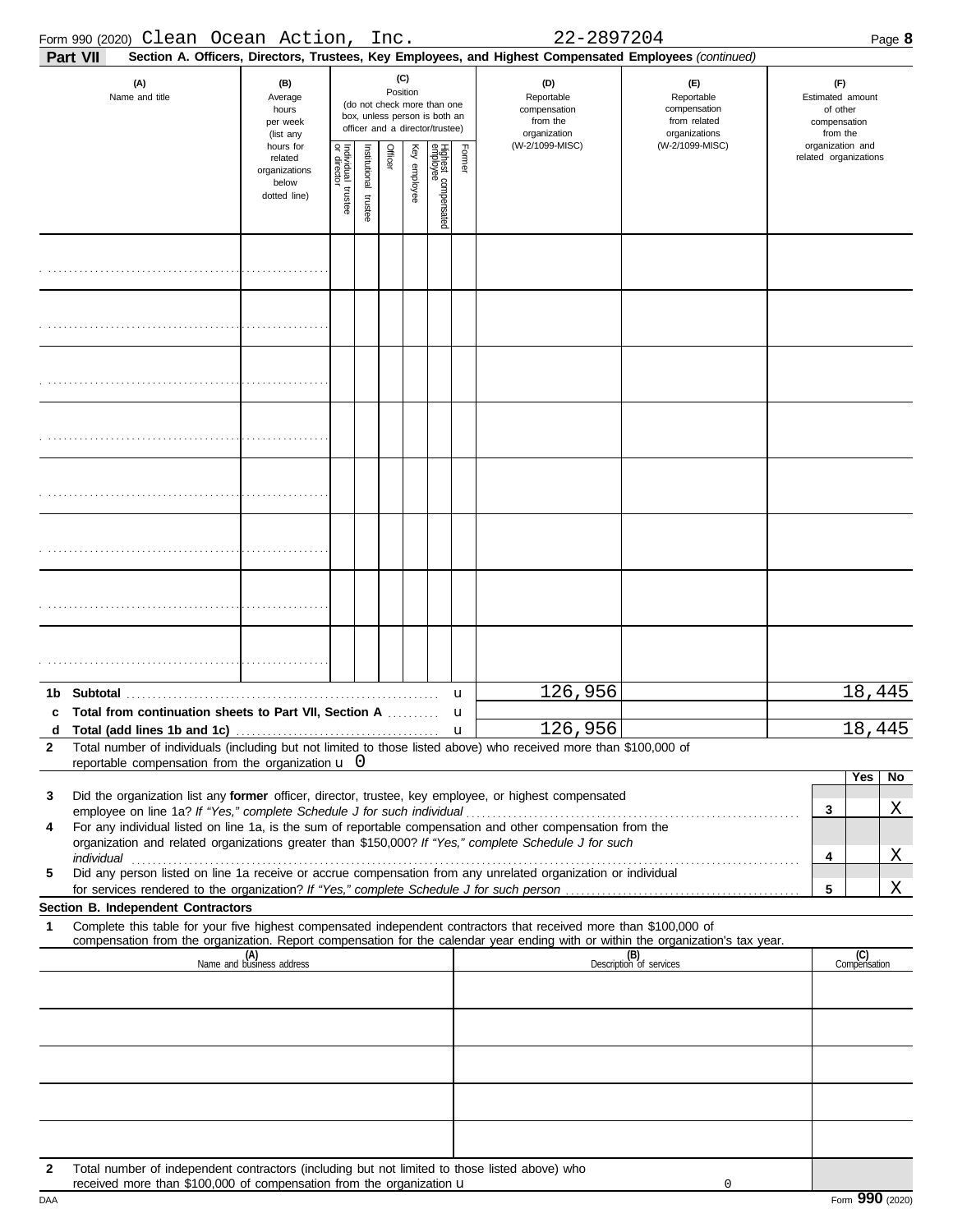Form 990 (2020) Clean Ocean Action, Inc. 22-2897204 Page **8**

**Part VII** **Section A. Officers, Directors, Trustees, Key Employees, and Highest Compensated Employees** *(continued)*

| (A) Name and title | (B) Average hours per week (list any hours for related organizations below dotted line) | (C) Position: Individual trustee or director | Institutional trustee | Officer | Key employee | Highest compensated employee | Former | (D) Reportable compensation from the organization (W-2/1099-MISC) | (E) Reportable compensation from related organizations (W-2/1099-MISC) | (F) Estimated amount of other compensation from the organization and related organizations |
|---|---|---|---|---|---|---|---|---|---|---|
| | | | | | | | | | | |
| | | | | | | | | | | |
| | | | | | | | | | | |
| | | | | | | | | | | |
| | | | | | | | | | | |
| | | | | | | | | | | |
| | | | | | | | | | | |
| | | | | | | | | | | |

| | | D | E | F |
|---|---|---|---|---|
| **1b** | **Subtotal** | 126,956 | | 18,445 |
| **c** | **Total from continuation sheets to Part VII, Section A** | | | |
| **d** | **Total (add lines 1b and 1c)** | 126,956 | | 18,445 |

**2** Total number of individuals (including but not limited to those listed above) who received more than $100,000 of reportable compensation from the organization u 0

| | | | Yes | No |
|---|---|---|---|---|
| **3** | Did the organization list any **former** officer, director, trustee, key employee, or highest compensated employee on line 1a? *If "Yes," complete Schedule J for such individual* | **3** | | X |
| **4** | For any individual listed on line 1a, is the sum of reportable compensation and other compensation from the organization and related organizations greater than $150,000? *If "Yes," complete Schedule J for such individual* | **4** | | X |
| **5** | Did any person listed on line 1a receive or accrue compensation from any unrelated organization or individual for services rendered to the organization? *If "Yes," complete Schedule J for such person* | **5** | | X |

**Section B. Independent Contractors**

**1** Complete this table for your five highest compensated independent contractors that received more than $100,000 of compensation from the organization. Report compensation for the calendar year ending with or within the organization's tax year.

| (A) Name and business address | (B) Description of services | (C) Compensation |
|---|---|---|
| | | |
| | | |
| | | |
| | | |
| | | |

**2** Total number of independent contractors (including but not limited to those listed above) who received more than $100,000 of compensation from the organization u 0

DAA Form **990** (2020)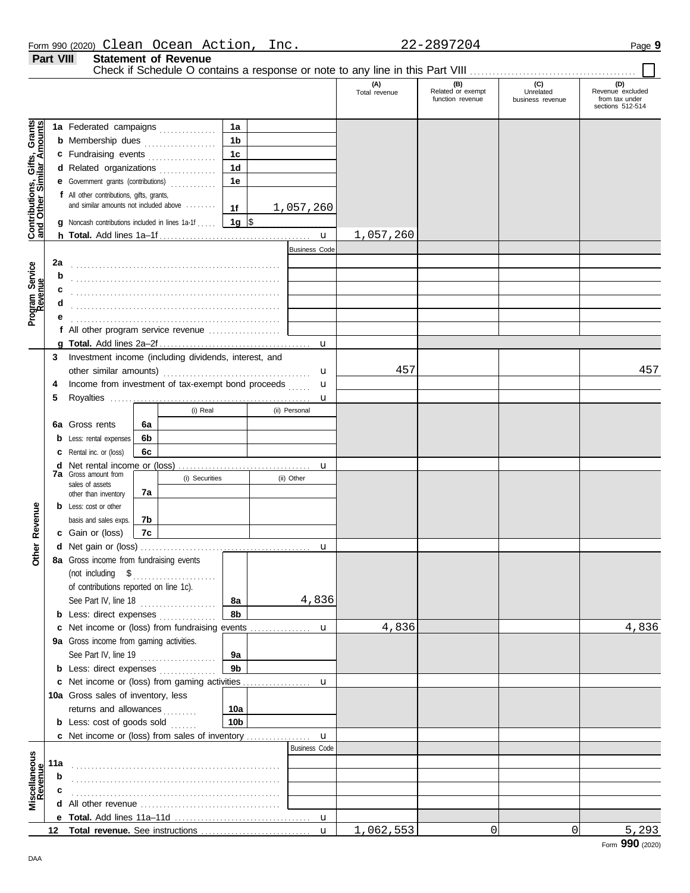Form 990 (2020) Clean Ocean Action, Inc. 22-2897204 Page 9

**Part VIII Statement of Revenue**

Check if Schedule O contains a response or note to any line in this Part VIII ☐

| | | | | (A) Total revenue | (B) Related or exempt function revenue | (C) Unrelated business revenue | (D) Revenue excluded from tax under sections 512-514 |
|---|---|---|---|---|---|---|---|
| **Contributions, Gifts, Grants and Other Similar Amounts** | 1a Federated campaigns | 1a | | | | | |
| | b Membership dues | 1b | | | | | |
| | c Fundraising events | 1c | | | | | |
| | d Related organizations | 1d | | | | | |
| | e Government grants (contributions) | 1e | | | | | |
| | f All other contributions, gifts, grants, and similar amounts not included above | 1f | 1,057,260 | | | | |
| | g Noncash contributions included in lines 1a-1f | 1g | $ | | | | |
| | h **Total.** Add lines 1a–1f | | | 1,057,260 | | | |
| **Program Service Revenue** | | | Business Code | | | | |
| | 2a | | | | | | |
| | b | | | | | | |
| | c | | | | | | |
| | d | | | | | | |
| | e | | | | | | |
| | f All other program service revenue | | | | | | |
| | g **Total.** Add lines 2a–2f | | | | | | |
| **Other Revenue** | 3 Investment income (including dividends, interest, and other similar amounts) | | | 457 | | | 457 |
| | 4 Income from investment of tax-exempt bond proceeds | | | | | | |
| | 5 Royalties | | | | | | |
| | | (i) Real | (ii) Personal | | | | |
| | 6a Gross rents | 6a | | | | | |
| | b Less: rental expenses | 6b | | | | | |
| | c Rental inc. or (loss) | 6c | | | | | |
| | d Net rental income or (loss) | | | | | | |
| | | (i) Securities | (ii) Other | | | | |
| | 7a Gross amount from sales of assets other than inventory | 7a | | | | | |
| | b Less: cost or other basis and sales exps. | 7b | | | | | |
| | c Gain or (loss) | 7c | | | | | |
| | d Net gain or (loss) | | | | | | |
| | 8a Gross income from fundraising events (not including $ of contributions reported on line 1c). See Part IV, line 18 | 8a | 4,836 | | | | |
| | b Less: direct expenses | 8b | | | | | |
| | c Net income or (loss) from fundraising events | | | 4,836 | | | 4,836 |
| | 9a Gross income from gaming activities. See Part IV, line 19 | 9a | | | | | |
| | b Less: direct expenses | 9b | | | | | |
| | c Net income or (loss) from gaming activities | | | | | | |
| | 10a Gross sales of inventory, less returns and allowances | 10a | | | | | |
| | b Less: cost of goods sold | 10b | | | | | |
| | c Net income or (loss) from sales of inventory | | | | | | |
| **Miscellaneous Revenue** | | | Business Code | | | | |
| | 11a | | | | | | |
| | b | | | | | | |
| | c | | | | | | |
| | d All other revenue | | | | | | |
| | e **Total.** Add lines 11a–11d | | | | | | |
| | 12 **Total revenue.** See instructions | | | 1,062,553 | 0 | 0 | 5,293 |

Form **990** (2020)

DAA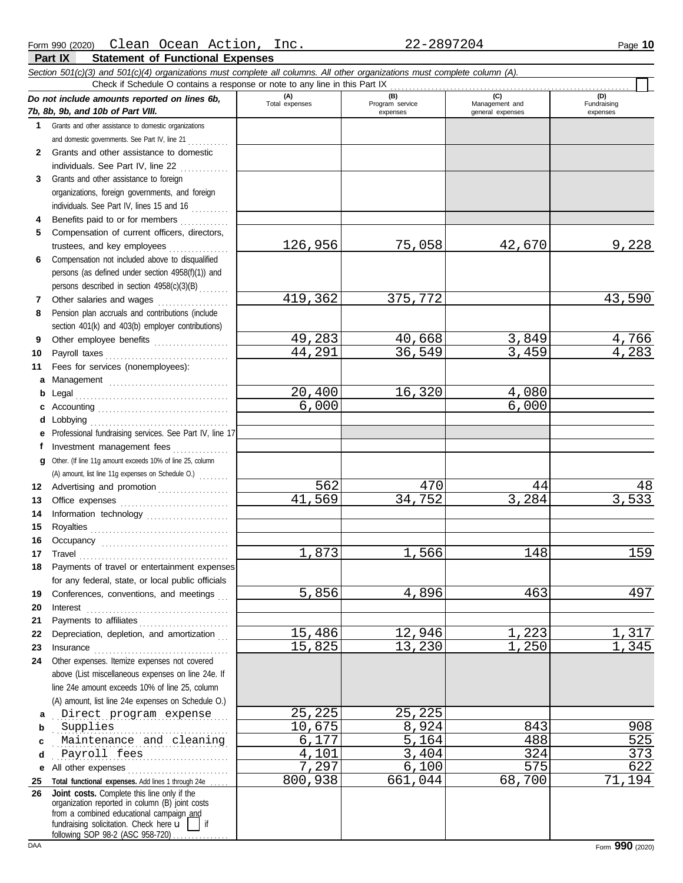Form 990 (2020) Clean Ocean Action, Inc. 22-2897204 Page **10**

## Part IX Statement of Functional Expenses

*Section 501(c)(3) and 501(c)(4) organizations must complete all columns. All other organizations must complete column (A).*

Check if Schedule O contains a response or note to any line in this Part IX ☐

| *Do not include amounts reported on lines 6b, 7b, 8b, 9b, and 10b of Part VIII.* | (A) Total expenses | (B) Program service expenses | (C) Management and general expenses | (D) Fundraising expenses |
|---|---|---|---|---|
| **1** Grants and other assistance to domestic organizations and domestic governments. See Part IV, line 21 | | | | |
| **2** Grants and other assistance to domestic individuals. See Part IV, line 22 | | | | |
| **3** Grants and other assistance to foreign organizations, foreign governments, and foreign individuals. See Part IV, lines 15 and 16 | | | | |
| **4** Benefits paid to or for members | | | | |
| **5** Compensation of current officers, directors, trustees, and key employees | 126,956 | 75,058 | 42,670 | 9,228 |
| **6** Compensation not included above to disqualified persons (as defined under section 4958(f)(1)) and persons described in section 4958(c)(3)(B) | | | | |
| **7** Other salaries and wages | 419,362 | 375,772 | | 43,590 |
| **8** Pension plan accruals and contributions (include section 401(k) and 403(b) employer contributions) | | | | |
| **9** Other employee benefits | 49,283 | 40,668 | 3,849 | 4,766 |
| **10** Payroll taxes | 44,291 | 36,549 | 3,459 | 4,283 |
| **11** Fees for services (nonemployees): | | | | |
| **a** Management | | | | |
| **b** Legal | 20,400 | 16,320 | 4,080 | |
| **c** Accounting | 6,000 | | 6,000 | |
| **d** Lobbying | | | | |
| **e** Professional fundraising services. See Part IV, line 17 | | | | |
| **f** Investment management fees | | | | |
| **g** Other. (If line 11g amount exceeds 10% of line 25, column (A) amount, list line 11g expenses on Schedule O.) | | | | |
| **12** Advertising and promotion | 562 | 470 | 44 | 48 |
| **13** Office expenses | 41,569 | 34,752 | 3,284 | 3,533 |
| **14** Information technology | | | | |
| **15** Royalties | | | | |
| **16** Occupancy | | | | |
| **17** Travel | 1,873 | 1,566 | 148 | 159 |
| **18** Payments of travel or entertainment expenses for any federal, state, or local public officials | | | | |
| **19** Conferences, conventions, and meetings | 5,856 | 4,896 | 463 | 497 |
| **20** Interest | | | | |
| **21** Payments to affiliates | | | | |
| **22** Depreciation, depletion, and amortization | 15,486 | 12,946 | 1,223 | 1,317 |
| **23** Insurance | 15,825 | 13,230 | 1,250 | 1,345 |
| **24** Other expenses. Itemize expenses not covered above (List miscellaneous expenses on line 24e. If line 24e amount exceeds 10% of line 25, column (A) amount, list line 24e expenses on Schedule O.) | | | | |
| **a** Direct program expense | 25,225 | 25,225 | | |
| **b** Supplies | 10,675 | 8,924 | 843 | 908 |
| **c** Maintenance and cleaning | 6,177 | 5,164 | 488 | 525 |
| **d** Payroll fees | 4,101 | 3,404 | 324 | 373 |
| **e** All other expenses | 7,297 | 6,100 | 575 | 622 |
| **25 Total functional expenses.** Add lines 1 through 24e | 800,938 | 661,044 | 68,700 | 71,194 |
| **26 Joint costs.** Complete this line only if the organization reported in column (B) joint costs from a combined educational campaign and fundraising solicitation. Check here ☐ if following SOP 98-2 (ASC 958-720) | | | | |

DAA Form **990** (2020)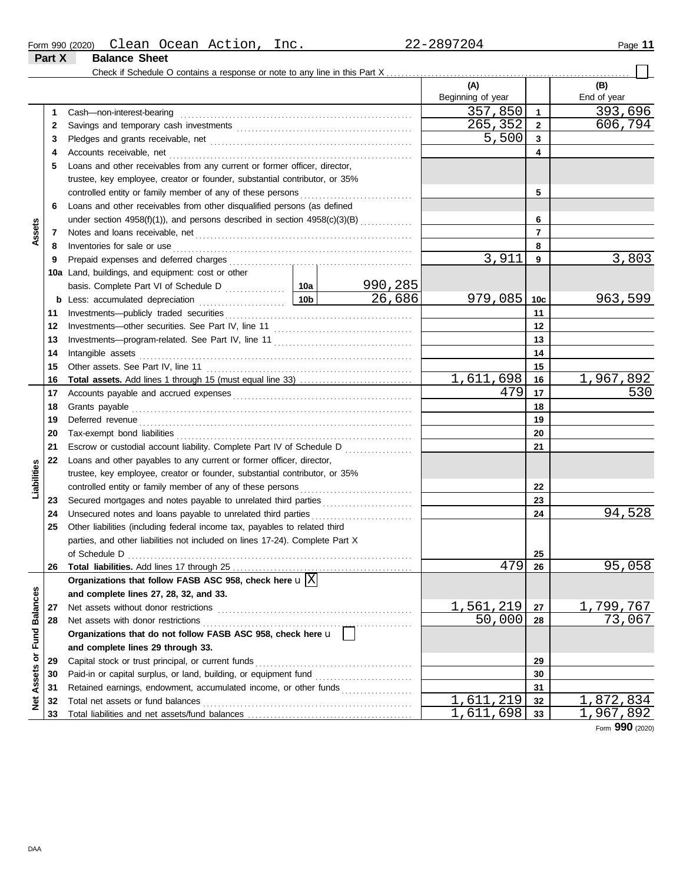Form 990 (2020) Clean Ocean Action, Inc. 22-2897204

**Part X Balance Sheet**

Check if Schedule O contains a response or note to any line in this Part X ☐

| | | | | (A) Beginning of year | | (B) End of year |
|---|---|---|---|---|---|---|
| **Assets** | 1 | Cash—non-interest-bearing | | 357,850 | 1 | 393,696 |
| | 2 | Savings and temporary cash investments | | 265,352 | 2 | 606,794 |
| | 3 | Pledges and grants receivable, net | | 5,500 | 3 | |
| | 4 | Accounts receivable, net | | | 4 | |
| | 5 | Loans and other receivables from any current or former officer, director, trustee, key employee, creator or founder, substantial contributor, or 35% controlled entity or family member of any of these persons | | | 5 | |
| | 6 | Loans and other receivables from other disqualified persons (as defined under section 4958(f)(1)), and persons described in section 4958(c)(3)(B) | | | 6 | |
| | 7 | Notes and loans receivable, net | | | 7 | |
| | 8 | Inventories for sale or use | | | 8 | |
| | 9 | Prepaid expenses and deferred charges | | 3,911 | 9 | 3,803 |
| | 10a | Land, buildings, and equipment: cost or other basis. Complete Part VI of Schedule D | 10a 990,285 | | | |
| | b | Less: accumulated depreciation | 10b 26,686 | 979,085 | 10c | 963,599 |
| | 11 | Investments—publicly traded securities | | | 11 | |
| | 12 | Investments—other securities. See Part IV, line 11 | | | 12 | |
| | 13 | Investments—program-related. See Part IV, line 11 | | | 13 | |
| | 14 | Intangible assets | | | 14 | |
| | 15 | Other assets. See Part IV, line 11 | | | 15 | |
| | 16 | **Total assets.** Add lines 1 through 15 (must equal line 33) | | 1,611,698 | 16 | 1,967,892 |
| **Liabilities** | 17 | Accounts payable and accrued expenses | | 479 | 17 | 530 |
| | 18 | Grants payable | | | 18 | |
| | 19 | Deferred revenue | | | 19 | |
| | 20 | Tax-exempt bond liabilities | | | 20 | |
| | 21 | Escrow or custodial account liability. Complete Part IV of Schedule D | | | 21 | |
| | 22 | Loans and other payables to any current or former officer, director, trustee, key employee, creator or founder, substantial contributor, or 35% controlled entity or family member of any of these persons | | | 22 | |
| | 23 | Secured mortgages and notes payable to unrelated third parties | | | 23 | |
| | 24 | Unsecured notes and loans payable to unrelated third parties | | | 24 | 94,528 |
| | 25 | Other liabilities (including federal income tax, payables to related third parties, and other liabilities not included on lines 17-24). Complete Part X of Schedule D | | | 25 | |
| | 26 | **Total liabilities.** Add lines 17 through 25 | | 479 | 26 | 95,058 |
| **Net Assets or Fund Balances** | | **Organizations that follow FASB ASC 958, check here** u ☒ **and complete lines 27, 28, 32, and 33.** | | | | |
| | 27 | Net assets without donor restrictions | | 1,561,219 | 27 | 1,799,767 |
| | 28 | Net assets with donor restrictions | | 50,000 | 28 | 73,067 |
| | | **Organizations that do not follow FASB ASC 958, check here** u ☐ **and complete lines 29 through 33.** | | | | |
| | 29 | Capital stock or trust principal, or current funds | | | 29 | |
| | 30 | Paid-in or capital surplus, or land, building, or equipment fund | | | 30 | |
| | 31 | Retained earnings, endowment, accumulated income, or other funds | | | 31 | |
| | 32 | Total net assets or fund balances | | 1,611,219 | 32 | 1,872,834 |
| | 33 | Total liabilities and net assets/fund balances | | 1,611,698 | 33 | 1,967,892 |

Form **990** (2020)

DAA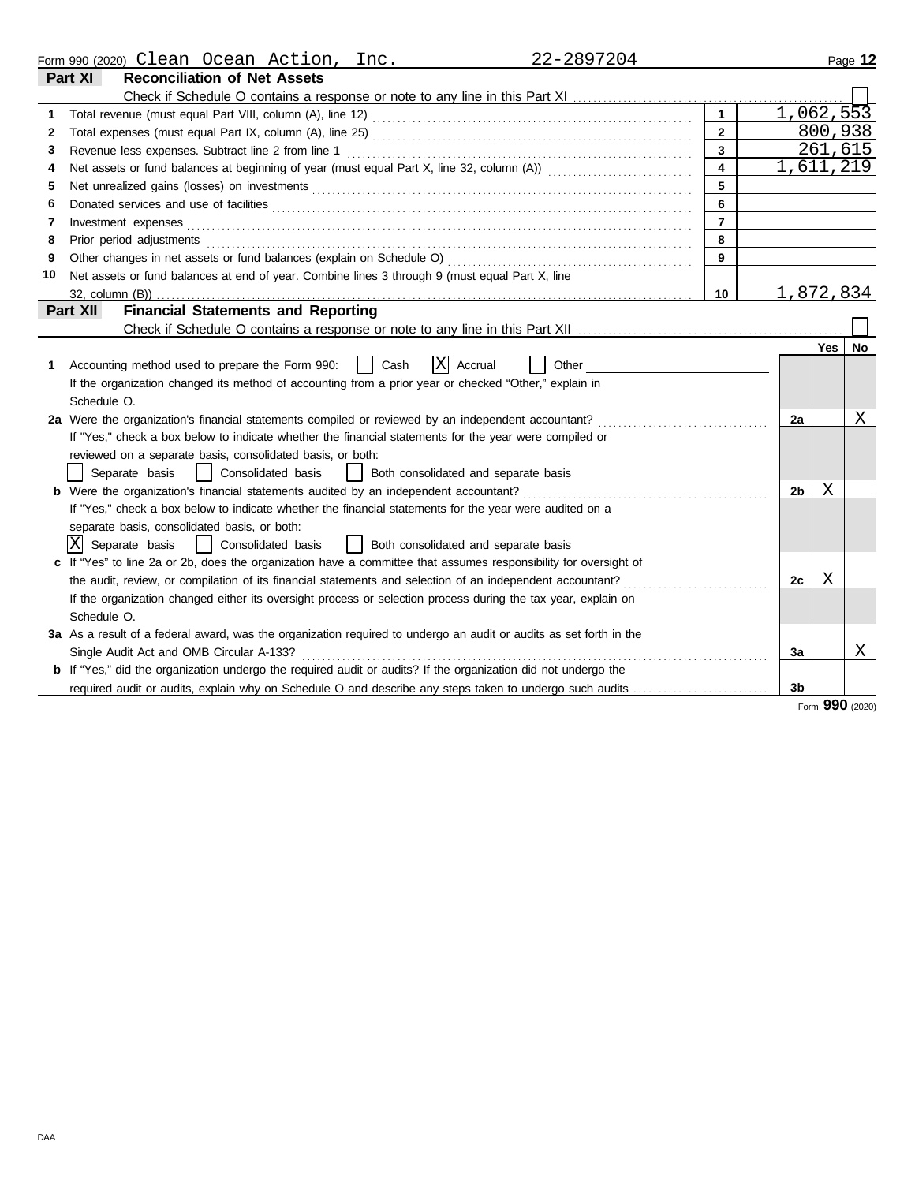Form 990 (2020) Clean Ocean Action, Inc. 22-2897204

## Part XI Reconciliation of Net Assets

Check if Schedule O contains a response or note to any line in this Part XI

| | | | |
|---|---|---|---|
| 1 | Total revenue (must equal Part VIII, column (A), line 12) | 1 | 1,062,553 |
| 2 | Total expenses (must equal Part IX, column (A), line 25) | 2 | 800,938 |
| 3 | Revenue less expenses. Subtract line 2 from line 1 | 3 | 261,615 |
| 4 | Net assets or fund balances at beginning of year (must equal Part X, line 32, column (A)) | 4 | 1,611,219 |
| 5 | Net unrealized gains (losses) on investments | 5 | |
| 6 | Donated services and use of facilities | 6 | |
| 7 | Investment expenses | 7 | |
| 8 | Prior period adjustments | 8 | |
| 9 | Other changes in net assets or fund balances (explain on Schedule O) | 9 | |
| 10 | Net assets or fund balances at end of year. Combine lines 3 through 9 (must equal Part X, line 32, column (B)) | 10 | 1,872,834 |

## Part XII Financial Statements and Reporting

Check if Schedule O contains a response or note to any line in this Part XII

| | | | Yes | No |
|---|---|---|---|---|
| 1 | Accounting method used to prepare the Form 990: [ ] Cash [X] Accrual [ ] Other<br>If the organization changed its method of accounting from a prior year or checked "Other," explain in Schedule O. | | | |
| 2a | Were the organization's financial statements compiled or reviewed by an independent accountant? | 2a | | X |
| | If "Yes," check a box below to indicate whether the financial statements for the year were compiled or reviewed on a separate basis, consolidated basis, or both:<br>[ ] Separate basis [ ] Consolidated basis [ ] Both consolidated and separate basis | | | |
| b | Were the organization's financial statements audited by an independent accountant? | 2b | X | |
| | If "Yes," check a box below to indicate whether the financial statements for the year were audited on a separate basis, consolidated basis, or both:<br>[X] Separate basis [ ] Consolidated basis [ ] Both consolidated and separate basis | | | |
| c | If "Yes" to line 2a or 2b, does the organization have a committee that assumes responsibility for oversight of the audit, review, or compilation of its financial statements and selection of an independent accountant? | 2c | X | |
| | If the organization changed either its oversight process or selection process during the tax year, explain on Schedule O. | | | |
| 3a | As a result of a federal award, was the organization required to undergo an audit or audits as set forth in the Single Audit Act and OMB Circular A-133? | 3a | | X |
| b | If "Yes," did the organization undergo the required audit or audits? If the organization did not undergo the required audit or audits, explain why on Schedule O and describe any steps taken to undergo such audits | 3b | | |

Form **990** (2020)

DAA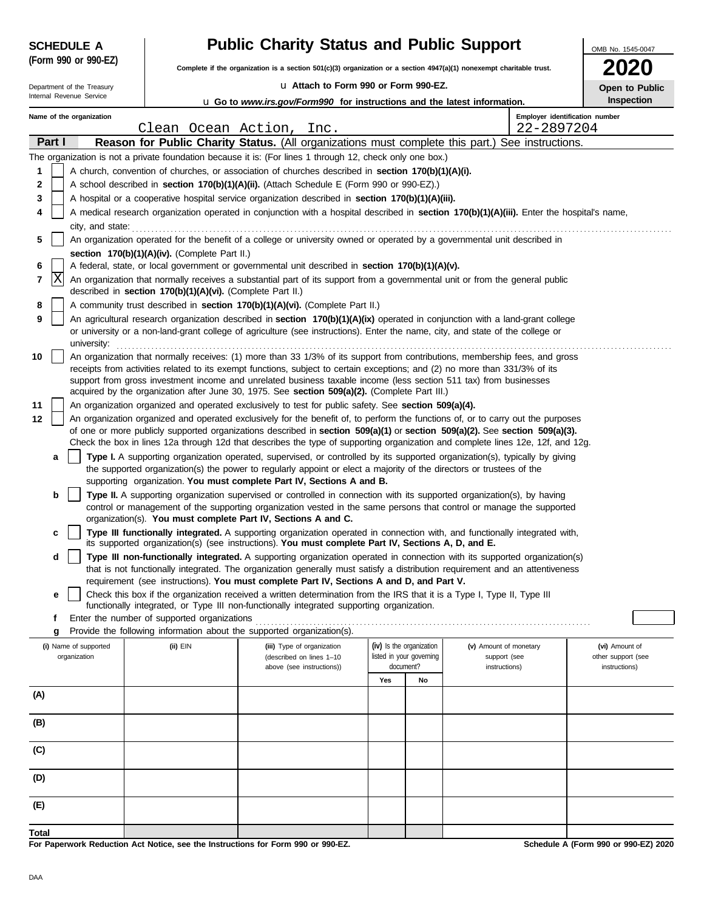**SCHEDULE A**
**(Form 990 or 990-EZ)**

Department of the Treasury
Internal Revenue Service

# Public Charity Status and Public Support

**Complete if the organization is a section 501(c)(3) organization or a section 4947(a)(1) nonexempt charitable trust.**

u **Attach to Form 990 or Form 990-EZ.**

u **Go to *www.irs.gov/Form990* for instructions and the latest information.**

OMB No. 1545-0047

**2020**

**Open to Public Inspection**

**Name of the organization**
Clean Ocean Action, Inc.

**Employer identification number**
22-2897204

**Part I** **Reason for Public Charity Status.** (All organizations must complete this part.) See instructions.

The organization is not a private foundation because it is: (For lines 1 through 12, check only one box.)

1 [ ] A church, convention of churches, or association of churches described in **section 170(b)(1)(A)(i).**

2 [ ] A school described in **section 170(b)(1)(A)(ii).** (Attach Schedule E (Form 990 or 990-EZ).)

3 [ ] A hospital or a cooperative hospital service organization described in **section 170(b)(1)(A)(iii).**

4 [ ] A medical research organization operated in conjunction with a hospital described in **section 170(b)(1)(A)(iii).** Enter the hospital's name, city, and state:

5 [ ] An organization operated for the benefit of a college or university owned or operated by a governmental unit described in **section 170(b)(1)(A)(iv).** (Complete Part II.)

6 [ ] A federal, state, or local government or governmental unit described in **section 170(b)(1)(A)(v).**

7 [X] An organization that normally receives a substantial part of its support from a governmental unit or from the general public described in **section 170(b)(1)(A)(vi).** (Complete Part II.)

8 [ ] A community trust described in **section 170(b)(1)(A)(vi).** (Complete Part II.)

9 [ ] An agricultural research organization described in **section 170(b)(1)(A)(ix)** operated in conjunction with a land-grant college or university or a non-land-grant college of agriculture (see instructions). Enter the name, city, and state of the college or university:

10 [ ] An organization that normally receives: (1) more than 33 1/3% of its support from contributions, membership fees, and gross receipts from activities related to its exempt functions, subject to certain exceptions; and (2) no more than 331/3% of its support from gross investment income and unrelated business taxable income (less section 511 tax) from businesses acquired by the organization after June 30, 1975. See **section 509(a)(2).** (Complete Part III.)

11 [ ] An organization organized and operated exclusively to test for public safety. See **section 509(a)(4).**

12 [ ] An organization organized and operated exclusively for the benefit of, to perform the functions of, or to carry out the purposes of one or more publicly supported organizations described in **section 509(a)(1)** or **section 509(a)(2).** See **section 509(a)(3).** Check the box in lines 12a through 12d that describes the type of supporting organization and complete lines 12e, 12f, and 12g.

a [ ] **Type I.** A supporting organization operated, supervised, or controlled by its supported organization(s), typically by giving the supported organization(s) the power to regularly appoint or elect a majority of the directors or trustees of the supporting organization. **You must complete Part IV, Sections A and B.**

b [ ] **Type II.** A supporting organization supervised or controlled in connection with its supported organization(s), by having control or management of the supporting organization vested in the same persons that control or manage the supported organization(s). **You must complete Part IV, Sections A and C.**

c [ ] **Type III functionally integrated.** A supporting organization operated in connection with, and functionally integrated with, its supported organization(s) (see instructions). **You must complete Part IV, Sections A, D, and E.**

d [ ] **Type III non-functionally integrated.** A supporting organization operated in connection with its supported organization(s) that is not functionally integrated. The organization generally must satisfy a distribution requirement and an attentiveness requirement (see instructions). **You must complete Part IV, Sections A and D, and Part V.**

e [ ] Check this box if the organization received a written determination from the IRS that it is a Type I, Type II, Type III functionally integrated, or Type III non-functionally integrated supporting organization.

f Enter the number of supported organizations

g Provide the following information about the supported organization(s).

| (i) Name of supported organization | (ii) EIN | (iii) Type of organization (described on lines 1–10 above (see instructions)) | (iv) Is the organization listed in your governing document? | | (v) Amount of monetary support (see instructions) | (vi) Amount of other support (see instructions) |
|---|---|---|---|---|---|---|
| | | | Yes | No | | |
| (A) | | | | | | |
| (B) | | | | | | |
| (C) | | | | | | |
| (D) | | | | | | |
| (E) | | | | | | |
| Total | | | | | | |

**For Paperwork Reduction Act Notice, see the Instructions for Form 990 or 990-EZ.**

**Schedule A (Form 990 or 990-EZ) 2020**

DAA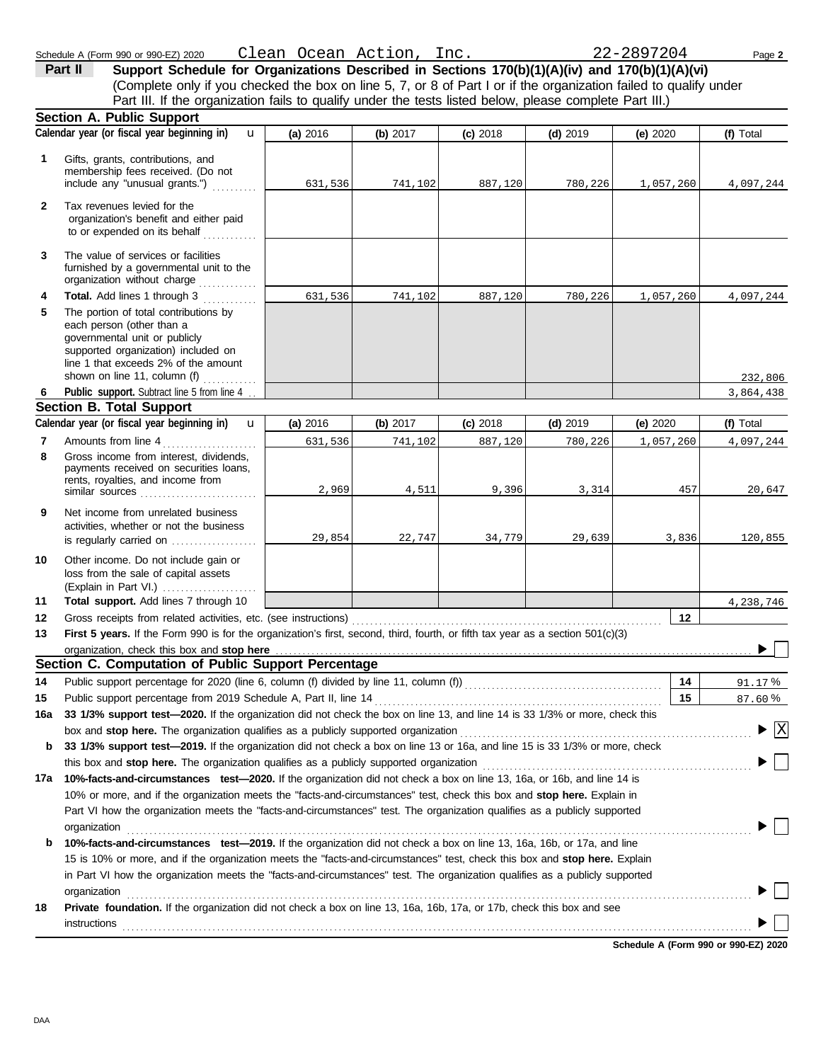Schedule A (Form 990 or 990-EZ) 2020 Clean Ocean Action, Inc. 22-2897204

## Part II Support Schedule for Organizations Described in Sections 170(b)(1)(A)(iv) and 170(b)(1)(A)(vi)

(Complete only if you checked the box on line 5, 7, or 8 of Part I or if the organization failed to qualify under Part III. If the organization fails to qualify under the tests listed below, please complete Part III.)

### Section A. Public Support

| Calendar year (or fiscal year beginning in) | (a) 2016 | (b) 2017 | (c) 2018 | (d) 2019 | (e) 2020 | (f) Total |
|---|---|---|---|---|---|---|
| 1 Gifts, grants, contributions, and membership fees received. (Do not include any "unusual grants.") | 631,536 | 741,102 | 887,120 | 780,226 | 1,057,260 | 4,097,244 |
| 2 Tax revenues levied for the organization's benefit and either paid to or expended on its behalf | | | | | | |
| 3 The value of services or facilities furnished by a governmental unit to the organization without charge | | | | | | |
| 4 **Total.** Add lines 1 through 3 | 631,536 | 741,102 | 887,120 | 780,226 | 1,057,260 | 4,097,244 |
| 5 The portion of total contributions by each person (other than a governmental unit or publicly supported organization) included on line 1 that exceeds 2% of the amount shown on line 11, column (f) | | | | | | 232,806 |
| 6 **Public support.** Subtract line 5 from line 4 | | | | | | 3,864,438 |

### Section B. Total Support

| Calendar year (or fiscal year beginning in) | (a) 2016 | (b) 2017 | (c) 2018 | (d) 2019 | (e) 2020 | (f) Total |
|---|---|---|---|---|---|---|
| 7 Amounts from line 4 | 631,536 | 741,102 | 887,120 | 780,226 | 1,057,260 | 4,097,244 |
| 8 Gross income from interest, dividends, payments received on securities loans, rents, royalties, and income from similar sources | 2,969 | 4,511 | 9,396 | 3,314 | 457 | 20,647 |
| 9 Net income from unrelated business activities, whether or not the business is regularly carried on | 29,854 | 22,747 | 34,779 | 29,639 | 3,836 | 120,855 |
| 10 Other income. Do not include gain or loss from the sale of capital assets (Explain in Part VI.) | | | | | | |
| 11 **Total support.** Add lines 7 through 10 | | | | | | 4,238,746 |

12 Gross receipts from related activities, etc. (see instructions) | 12 |

13 **First 5 years.** If the Form 990 is for the organization's first, second, third, fourth, or fifth tax year as a section 501(c)(3) organization, check this box and **stop here** ☐

### Section C. Computation of Public Support Percentage

14 Public support percentage for 2020 (line 6, column (f) divided by line 11, column (f)) | 14 | 91.17 %

15 Public support percentage from 2019 Schedule A, Part II, line 14 | 15 | 87.60 %

16a **33 1/3% support test—2020.** If the organization did not check the box on line 13, and line 14 is 33 1/3% or more, check this box and **stop here.** The organization qualifies as a publicly supported organization ☒

b **33 1/3% support test—2019.** If the organization did not check a box on line 13 or 16a, and line 15 is 33 1/3% or more, check this box and **stop here.** The organization qualifies as a publicly supported organization ☐

17a **10%-facts-and-circumstances test—2020.** If the organization did not check a box on line 13, 16a, or 16b, and line 14 is 10% or more, and if the organization meets the "facts-and-circumstances" test, check this box and **stop here.** Explain in Part VI how the organization meets the "facts-and-circumstances" test. The organization qualifies as a publicly supported organization ☐

b **10%-facts-and-circumstances test—2019.** If the organization did not check a box on line 13, 16a, 16b, or 17a, and line 15 is 10% or more, and if the organization meets the "facts-and-circumstances" test, check this box and **stop here.** Explain in Part VI how the organization meets the "facts-and-circumstances" test. The organization qualifies as a publicly supported organization ☐

18 **Private foundation.** If the organization did not check a box on line 13, 16a, 16b, 17a, or 17b, check this box and see instructions ☐

**Schedule A (Form 990 or 990-EZ) 2020**

DAA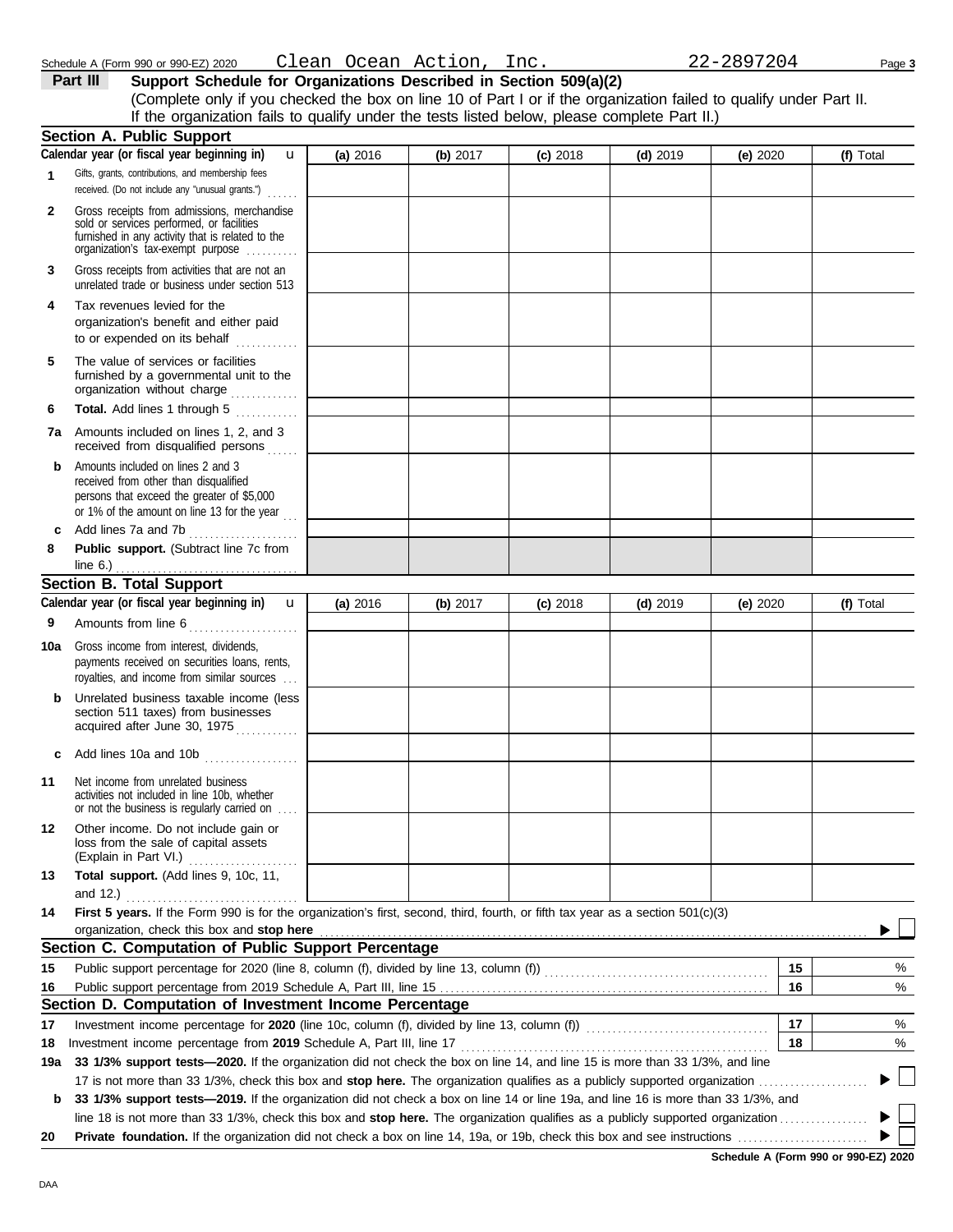Schedule A (Form 990 or 990-EZ) 2020 Clean Ocean Action, Inc. 22-2897204 Page 3

**Part III** **Support Schedule for Organizations Described in Section 509(a)(2)**

(Complete only if you checked the box on line 10 of Part I or if the organization failed to qualify under Part II. If the organization fails to qualify under the tests listed below, please complete Part II.)

## Section A. Public Support

| Calendar year (or fiscal year beginning in) | (a) 2016 | (b) 2017 | (c) 2018 | (d) 2019 | (e) 2020 | (f) Total |
|---|---|---|---|---|---|---|
| **1** Gifts, grants, contributions, and membership fees received. (Do not include any "unusual grants.") | | | | | | |
| **2** Gross receipts from admissions, merchandise sold or services performed, or facilities furnished in any activity that is related to the organization's tax-exempt purpose | | | | | | |
| **3** Gross receipts from activities that are not an unrelated trade or business under section 513 | | | | | | |
| **4** Tax revenues levied for the organization's benefit and either paid to or expended on its behalf | | | | | | |
| **5** The value of services or facilities furnished by a governmental unit to the organization without charge | | | | | | |
| **6** **Total.** Add lines 1 through 5 | | | | | | |
| **7a** Amounts included on lines 1, 2, and 3 received from disqualified persons | | | | | | |
| **b** Amounts included on lines 2 and 3 received from other than disqualified persons that exceed the greater of $5,000 or 1% of the amount on line 13 for the year | | | | | | |
| **c** Add lines 7a and 7b | | | | | | |
| **8** **Public support.** (Subtract line 7c from line 6.) | | | | | | |

## Section B. Total Support

| Calendar year (or fiscal year beginning in) | (a) 2016 | (b) 2017 | (c) 2018 | (d) 2019 | (e) 2020 | (f) Total |
|---|---|---|---|---|---|---|
| **9** Amounts from line 6 | | | | | | |
| **10a** Gross income from interest, dividends, payments received on securities loans, rents, royalties, and income from similar sources | | | | | | |
| **b** Unrelated business taxable income (less section 511 taxes) from businesses acquired after June 30, 1975 | | | | | | |
| **c** Add lines 10a and 10b | | | | | | |
| **11** Net income from unrelated business activities not included in line 10b, whether or not the business is regularly carried on | | | | | | |
| **12** Other income. Do not include gain or loss from the sale of capital assets (Explain in Part VI.) | | | | | | |
| **13** **Total support.** (Add lines 9, 10c, 11, and 12.) | | | | | | |

**14** **First 5 years.** If the Form 990 is for the organization's first, second, third, fourth, or fifth tax year as a section 501(c)(3) organization, check this box and **stop here** ☐

## Section C. Computation of Public Support Percentage

| | | | |
|---|---|---|---|
| **15** | Public support percentage for 2020 (line 8, column (f), divided by line 13, column (f)) | 15 | % |
| **16** | Public support percentage from 2019 Schedule A, Part III, line 15 | 16 | % |

## Section D. Computation of Investment Income Percentage

| | | | |
|---|---|---|---|
| **17** | Investment income percentage for **2020** (line 10c, column (f), divided by line 13, column (f)) | 17 | % |
| **18** | Investment income percentage from **2019** Schedule A, Part III, line 17 | 18 | % |

**19a** **33 1/3% support tests—2020.** If the organization did not check the box on line 14, and line 15 is more than 33 1/3%, and line 17 is not more than 33 1/3%, check this box and **stop here.** The organization qualifies as a publicly supported organization ☐

**b** **33 1/3% support tests—2019.** If the organization did not check a box on line 14 or line 19a, and line 16 is more than 33 1/3%, and line 18 is not more than 33 1/3%, check this box and **stop here.** The organization qualifies as a publicly supported organization ☐

**20** **Private foundation.** If the organization did not check a box on line 14, 19a, or 19b, check this box and see instructions ☐

**Schedule A (Form 990 or 990-EZ) 2020**

DAA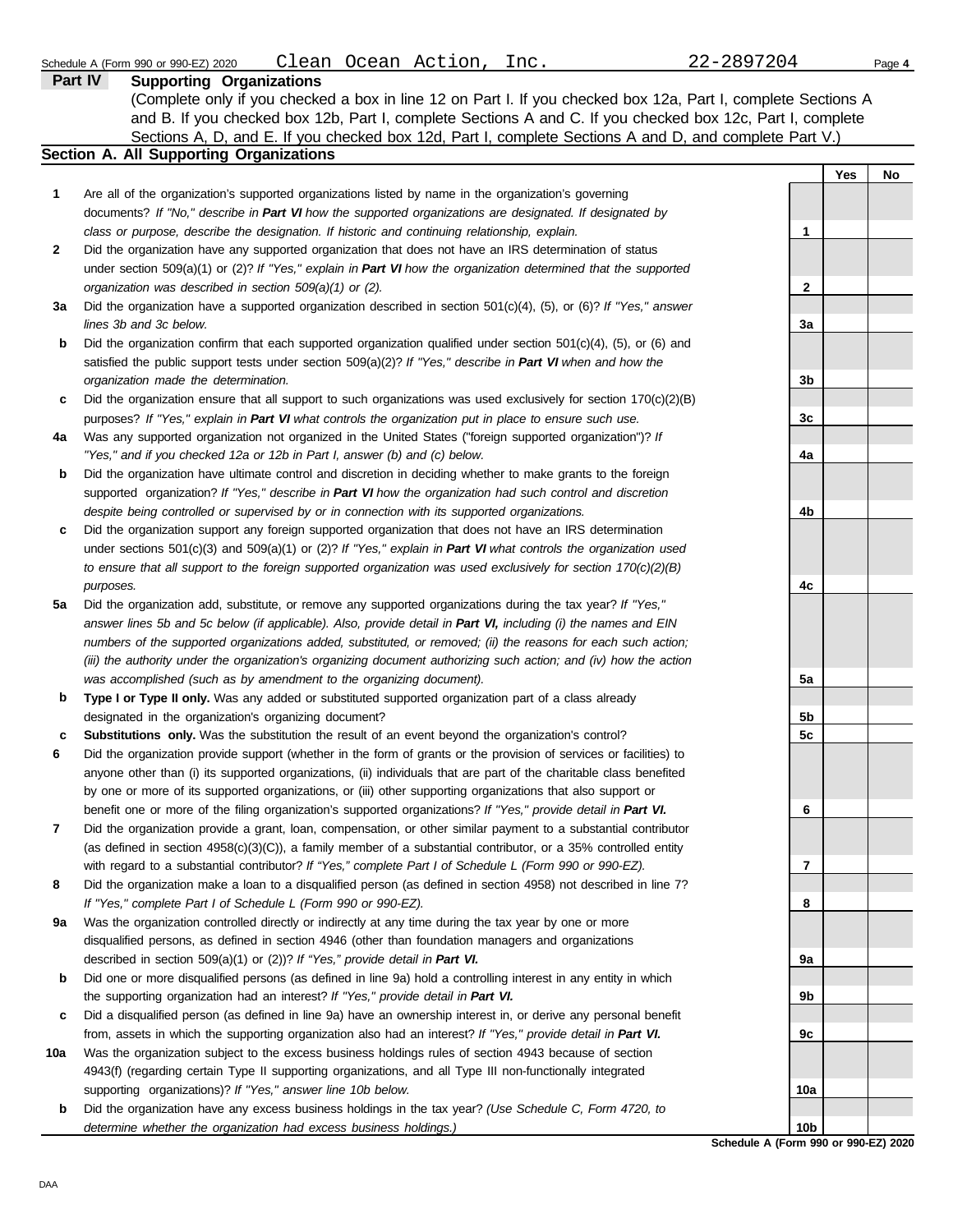Schedule A (Form 990 or 990-EZ) 2020 Clean Ocean Action, Inc. 22-2897204

## Part IV Supporting Organizations

(Complete only if you checked a box in line 12 on Part I. If you checked box 12a, Part I, complete Sections A and B. If you checked box 12b, Part I, complete Sections A and C. If you checked box 12c, Part I, complete Sections A, D, and E. If you checked box 12d, Part I, complete Sections A and D, and complete Part V.)

### Section A. All Supporting Organizations

| | | | Yes | No |
|---|---|---|---|---|
| 1 | Are all of the organization's supported organizations listed by name in the organization's governing documents? *If "No," describe in **Part VI** how the supported organizations are designated. If designated by class or purpose, describe the designation. If historic and continuing relationship, explain.* | 1 | | |
| 2 | Did the organization have any supported organization that does not have an IRS determination of status under section 509(a)(1) or (2)? *If "Yes," explain in **Part VI** how the organization determined that the supported organization was described in section 509(a)(1) or (2).* | 2 | | |
| 3a | Did the organization have a supported organization described in section 501(c)(4), (5), or (6)? *If "Yes," answer lines 3b and 3c below.* | 3a | | |
| b | Did the organization confirm that each supported organization qualified under section 501(c)(4), (5), or (6) and satisfied the public support tests under section 509(a)(2)? *If "Yes," describe in **Part VI** when and how the organization made the determination.* | 3b | | |
| c | Did the organization ensure that all support to such organizations was used exclusively for section 170(c)(2)(B) purposes? *If "Yes," explain in **Part VI** what controls the organization put in place to ensure such use.* | 3c | | |
| 4a | Was any supported organization not organized in the United States ("foreign supported organization")? *If "Yes," and if you checked 12a or 12b in Part I, answer (b) and (c) below.* | 4a | | |
| b | Did the organization have ultimate control and discretion in deciding whether to make grants to the foreign supported organization? *If "Yes," describe in **Part VI** how the organization had such control and discretion despite being controlled or supervised by or in connection with its supported organizations.* | 4b | | |
| c | Did the organization support any foreign supported organization that does not have an IRS determination under sections 501(c)(3) and 509(a)(1) or (2)? *If "Yes," explain in **Part VI** what controls the organization used to ensure that all support to the foreign supported organization was used exclusively for section 170(c)(2)(B) purposes.* | 4c | | |
| 5a | Did the organization add, substitute, or remove any supported organizations during the tax year? *If "Yes," answer lines 5b and 5c below (if applicable). Also, provide detail in **Part VI,** including (i) the names and EIN numbers of the supported organizations added, substituted, or removed; (ii) the reasons for each such action; (iii) the authority under the organization's organizing document authorizing such action; and (iv) how the action was accomplished (such as by amendment to the organizing document).* | 5a | | |
| b | **Type I or Type II only.** Was any added or substituted supported organization part of a class already designated in the organization's organizing document? | 5b | | |
| c | **Substitutions only.** Was the substitution the result of an event beyond the organization's control? | 5c | | |
| 6 | Did the organization provide support (whether in the form of grants or the provision of services or facilities) to anyone other than (i) its supported organizations, (ii) individuals that are part of the charitable class benefited by one or more of its supported organizations, or (iii) other supporting organizations that also support or benefit one or more of the filing organization's supported organizations? *If "Yes," provide detail in **Part VI.*** | 6 | | |
| 7 | Did the organization provide a grant, loan, compensation, or other similar payment to a substantial contributor (as defined in section 4958(c)(3)(C)), a family member of a substantial contributor, or a 35% controlled entity with regard to a substantial contributor? *If "Yes," complete Part I of Schedule L (Form 990 or 990-EZ).* | 7 | | |
| 8 | Did the organization make a loan to a disqualified person (as defined in section 4958) not described in line 7? *If "Yes," complete Part I of Schedule L (Form 990 or 990-EZ).* | 8 | | |
| 9a | Was the organization controlled directly or indirectly at any time during the tax year by one or more disqualified persons, as defined in section 4946 (other than foundation managers and organizations described in section 509(a)(1) or (2))? *If "Yes," provide detail in **Part VI.*** | 9a | | |
| b | Did one or more disqualified persons (as defined in line 9a) hold a controlling interest in any entity in which the supporting organization had an interest? *If "Yes," provide detail in **Part VI.*** | 9b | | |
| c | Did a disqualified person (as defined in line 9a) have an ownership interest in, or derive any personal benefit from, assets in which the supporting organization also had an interest? *If "Yes," provide detail in **Part VI.*** | 9c | | |
| 10a | Was the organization subject to the excess business holdings rules of section 4943 because of section 4943(f) (regarding certain Type II supporting organizations, and all Type III non-functionally integrated supporting organizations)? *If "Yes," answer line 10b below.* | 10a | | |
| b | Did the organization have any excess business holdings in the tax year? *(Use Schedule C, Form 4720, to determine whether the organization had excess business holdings.)* | 10b | | |

**Schedule A (Form 990 or 990-EZ) 2020**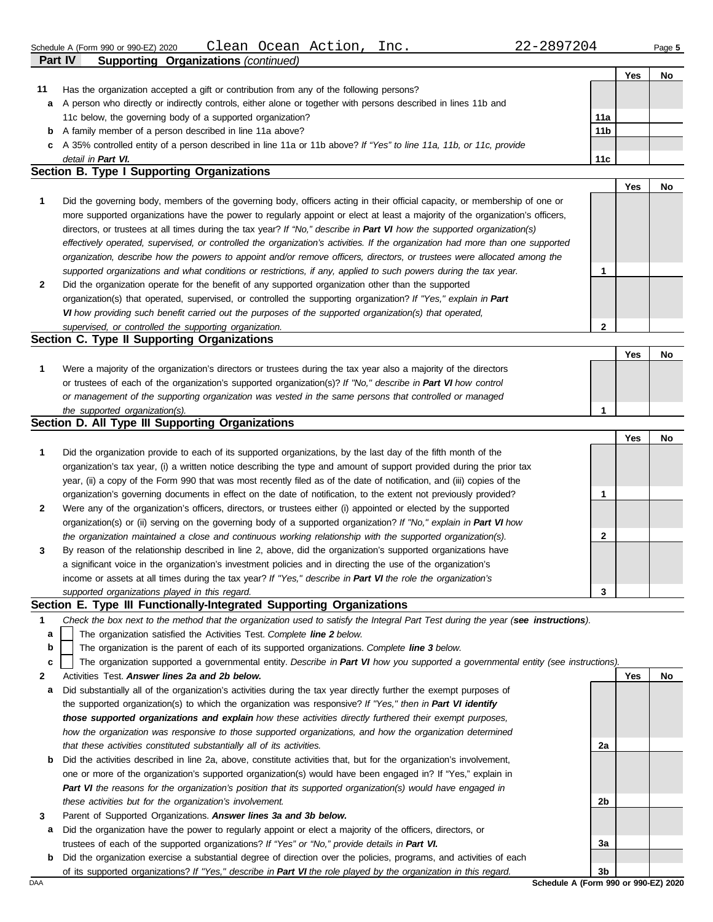Schedule A (Form 990 or 990-EZ) 2020 Clean Ocean Action, Inc. 22-2897204

## Part IV Supporting Organizations *(continued)*

| | | | Yes | No |
|---|---|---|---|---|
| **11** | Has the organization accepted a gift or contribution from any of the following persons? | | | |
| **a** | A person who directly or indirectly controls, either alone or together with persons described in lines 11b and 11c below, the governing body of a supported organization? | **11a** | | |
| **b** | A family member of a person described in line 11a above? | **11b** | | |
| **c** | A 35% controlled entity of a person described in line 11a or 11b above? *If "Yes" to line 11a, 11b, or 11c, provide detail in* ***Part VI.*** | **11c** | | |

### Section B. Type I Supporting Organizations

| | | | Yes | No |
|---|---|---|---|---|
| **1** | Did the governing body, members of the governing body, officers acting in their official capacity, or membership of one or more supported organizations have the power to regularly appoint or elect at least a majority of the organization's officers, directors, or trustees at all times during the tax year? *If "No," describe in* ***Part VI*** *how the supported organization(s) effectively operated, supervised, or controlled the organization's activities. If the organization had more than one supported organization, describe how the powers to appoint and/or remove officers, directors, or trustees were allocated among the supported organizations and what conditions or restrictions, if any, applied to such powers during the tax year.* | **1** | | |
| **2** | Did the organization operate for the benefit of any supported organization other than the supported organization(s) that operated, supervised, or controlled the supporting organization? *If "Yes," explain in* ***Part VI*** *how providing such benefit carried out the purposes of the supported organization(s) that operated, supervised, or controlled the supporting organization.* | **2** | | |

### Section C. Type II Supporting Organizations

| | | | Yes | No |
|---|---|---|---|---|
| **1** | Were a majority of the organization's directors or trustees during the tax year also a majority of the directors or trustees of each of the organization's supported organization(s)? *If "No," describe in* ***Part VI*** *how control or management of the supporting organization was vested in the same persons that controlled or managed the supported organization(s).* | **1** | | |

### Section D. All Type III Supporting Organizations

| | | | Yes | No |
|---|---|---|---|---|
| **1** | Did the organization provide to each of its supported organizations, by the last day of the fifth month of the organization's tax year, (i) a written notice describing the type and amount of support provided during the prior tax year, (ii) a copy of the Form 990 that was most recently filed as of the date of notification, and (iii) copies of the organization's governing documents in effect on the date of notification, to the extent not previously provided? | **1** | | |
| **2** | Were any of the organization's officers, directors, or trustees either (i) appointed or elected by the supported organization(s) or (ii) serving on the governing body of a supported organization? *If "No," explain in* ***Part VI*** *how the organization maintained a close and continuous working relationship with the supported organization(s).* | **2** | | |
| **3** | By reason of the relationship described in line 2, above, did the organization's supported organizations have a significant voice in the organization's investment policies and in directing the use of the organization's income or assets at all times during the tax year? *If "Yes," describe in* ***Part VI*** *the role the organization's supported organizations played in this regard.* | **3** | | |

### Section E. Type III Functionally-Integrated Supporting Organizations

**1** *Check the box next to the method that the organization used to satisfy the Integral Part Test during the year (****see instructions****).*

- **a** ☐ The organization satisfied the Activities Test. *Complete* ***line 2*** *below.*
- **b** ☐ The organization is the parent of each of its supported organizations. *Complete* ***line 3*** *below.*
- **c** ☐ The organization supported a governmental entity. *Describe in* ***Part VI*** *how you supported a governmental entity (see instructions).*

| | | | Yes | No |
|---|---|---|---|---|
| **2** | Activities Test. ***Answer lines 2a and 2b below.*** | | | |
| **a** | Did substantially all of the organization's activities during the tax year directly further the exempt purposes of the supported organization(s) to which the organization was responsive? *If "Yes," then in* ***Part VI identify those supported organizations and explain*** *how these activities directly furthered their exempt purposes, how the organization was responsive to those supported organizations, and how the organization determined that these activities constituted substantially all of its activities.* | **2a** | | |
| **b** | Did the activities described in line 2a, above, constitute activities that, but for the organization's involvement, one or more of the organization's supported organization(s) would have been engaged in? If "Yes," explain in ***Part VI*** *the reasons for the organization's position that its supported organization(s) would have engaged in these activities but for the organization's involvement.* | **2b** | | |
| **3** | Parent of Supported Organizations. ***Answer lines 3a and 3b below.*** | | | |
| **a** | Did the organization have the power to regularly appoint or elect a majority of the officers, directors, or trustees of each of the supported organizations? *If "Yes" or "No," provide details in* ***Part VI.*** | **3a** | | |
| **b** | Did the organization exercise a substantial degree of direction over the policies, programs, and activities of each of its supported organizations? *If "Yes," describe in* ***Part VI*** *the role played by the organization in this regard.* | **3b** | | |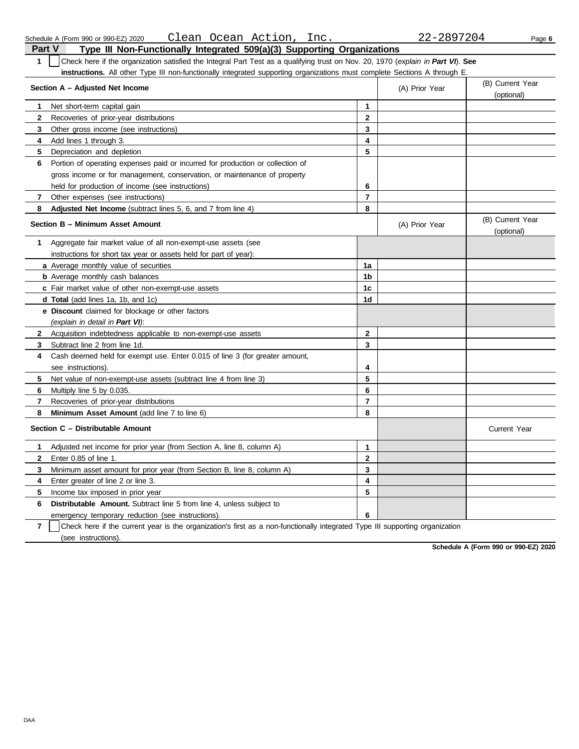Schedule A (Form 990 or 990-EZ) 2020 Clean Ocean Action, Inc. 22-2897204

## Part V Type III Non-Functionally Integrated 509(a)(3) Supporting Organizations

**1** ☐ Check here if the organization satisfied the Integral Part Test as a qualifying trust on Nov. 20, 1970 (*explain in **Part VI***). **See instructions.** All other Type III non-functionally integrated supporting organizations must complete Sections A through E.

| **Section A – Adjusted Net Income** | | (A) Prior Year | (B) Current Year (optional) |
|---|---|---|---|
| **1** Net short-term capital gain | **1** | | |
| **2** Recoveries of prior-year distributions | **2** | | |
| **3** Other gross income (see instructions) | **3** | | |
| **4** Add lines 1 through 3. | **4** | | |
| **5** Depreciation and depletion | **5** | | |
| **6** Portion of operating expenses paid or incurred for production or collection of gross income or for management, conservation, or maintenance of property held for production of income (see instructions) | **6** | | |
| **7** Other expenses (see instructions) | **7** | | |
| **8** **Adjusted Net Income** (subtract lines 5, 6, and 7 from line 4) | **8** | | |

| **Section B – Minimum Asset Amount** | | (A) Prior Year | (B) Current Year (optional) |
|---|---|---|---|
| **1** Aggregate fair market value of all non-exempt-use assets (see instructions for short tax year or assets held for part of year): | | | |
| **a** Average monthly value of securities | **1a** | | |
| **b** Average monthly cash balances | **1b** | | |
| **c** Fair market value of other non-exempt-use assets | **1c** | | |
| **d** **Total** (add lines 1a, 1b, and 1c) | **1d** | | |
| **e** **Discount** claimed for blockage or other factors (*explain in detail in **Part VI***): | | | |
| **2** Acquisition indebtedness applicable to non-exempt-use assets | **2** | | |
| **3** Subtract line 2 from line 1d. | **3** | | |
| **4** Cash deemed held for exempt use. Enter 0.015 of line 3 (for greater amount, see instructions). | **4** | | |
| **5** Net value of non-exempt-use assets (subtract line 4 from line 3) | **5** | | |
| **6** Multiply line 5 by 0.035. | **6** | | |
| **7** Recoveries of prior-year distributions | **7** | | |
| **8** **Minimum Asset Amount** (add line 7 to line 6) | **8** | | |

| **Section C – Distributable Amount** | | | Current Year |
|---|---|---|---|
| **1** Adjusted net income for prior year (from Section A, line 8, column A) | **1** | | |
| **2** Enter 0.85 of line 1. | **2** | | |
| **3** Minimum asset amount for prior year (from Section B, line 8, column A) | **3** | | |
| **4** Enter greater of line 2 or line 3. | **4** | | |
| **5** Income tax imposed in prior year | **5** | | |
| **6** **Distributable Amount.** Subtract line 5 from line 4, unless subject to emergency temporary reduction (see instructions). | **6** | | |

**7** ☐ Check here if the current year is the organization's first as a non-functionally integrated Type III supporting organization (see instructions).

**Schedule A (Form 990 or 990-EZ) 2020**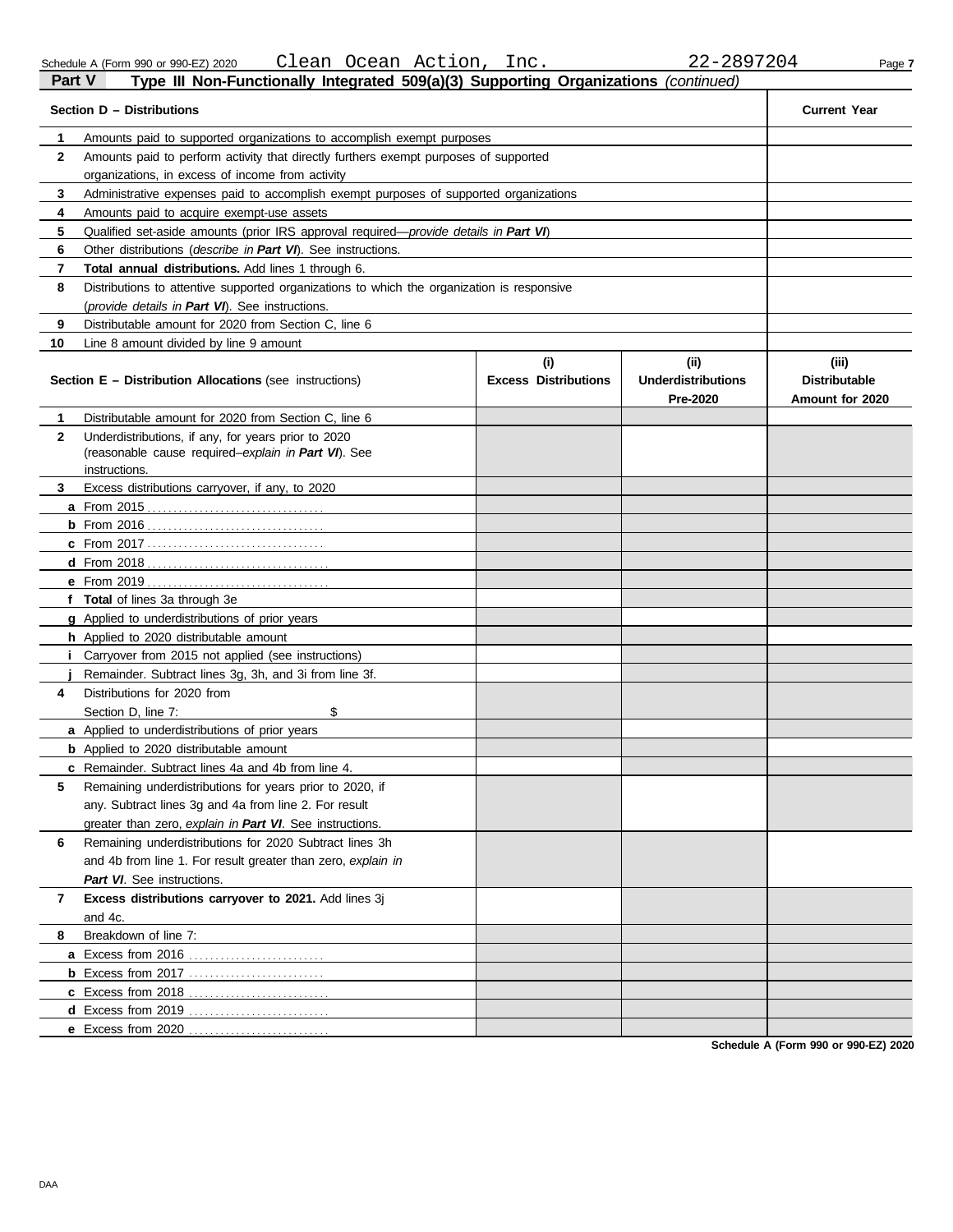Schedule A (Form 990 or 990-EZ) 2020 Clean Ocean Action, Inc. 22-2897204 Page 7

## Part V Type III Non-Functionally Integrated 509(a)(3) Supporting Organizations *(continued)*

| Section D – Distributions | | Current Year |
|---|---|---|
| 1 | Amounts paid to supported organizations to accomplish exempt purposes | |
| 2 | Amounts paid to perform activity that directly furthers exempt purposes of supported organizations, in excess of income from activity | |
| 3 | Administrative expenses paid to accomplish exempt purposes of supported organizations | |
| 4 | Amounts paid to acquire exempt-use assets | |
| 5 | Qualified set-aside amounts (prior IRS approval required—*provide details in **Part VI***) | |
| 6 | Other distributions (*describe in **Part VI***). See instructions. | |
| 7 | **Total annual distributions.** Add lines 1 through 6. | |
| 8 | Distributions to attentive supported organizations to which the organization is responsive (*provide details in **Part VI***). See instructions. | |
| 9 | Distributable amount for 2020 from Section C, line 6 | |
| 10 | Line 8 amount divided by line 9 amount | |

| Section E – Distribution Allocations (see instructions) | (i) Excess Distributions | (ii) Underdistributions Pre-2020 | (iii) Distributable Amount for 2020 |
|---|---|---|---|
| **1** Distributable amount for 2020 from Section C, line 6 | | | |
| **2** Underdistributions, if any, for years prior to 2020 (reasonable cause required–*explain in **Part VI***). See instructions. | | | |
| **3** Excess distributions carryover, if any, to 2020 | | | |
| **a** From 2015 | | | |
| **b** From 2016 | | | |
| **c** From 2017 | | | |
| **d** From 2018 | | | |
| **e** From 2019 | | | |
| **f Total** of lines 3a through 3e | | | |
| **g** Applied to underdistributions of prior years | | | |
| **h** Applied to 2020 distributable amount | | | |
| **i** Carryover from 2015 not applied (see instructions) | | | |
| **j** Remainder. Subtract lines 3g, 3h, and 3i from line 3f. | | | |
| **4** Distributions for 2020 from Section D, line 7: $ | | | |
| **a** Applied to underdistributions of prior years | | | |
| **b** Applied to 2020 distributable amount | | | |
| **c** Remainder. Subtract lines 4a and 4b from line 4. | | | |
| **5** Remaining underdistributions for years prior to 2020, if any. Subtract lines 3g and 4a from line 2. For result greater than zero, *explain in **Part VI***. See instructions. | | | |
| **6** Remaining underdistributions for 2020 Subtract lines 3h and 4b from line 1. For result greater than zero, *explain in **Part VI***. See instructions. | | | |
| **7 Excess distributions carryover to 2021.** Add lines 3j and 4c. | | | |
| **8** Breakdown of line 7: | | | |
| **a** Excess from 2016 | | | |
| **b** Excess from 2017 | | | |
| **c** Excess from 2018 | | | |
| **d** Excess from 2019 | | | |
| **e** Excess from 2020 | | | |

**Schedule A (Form 990 or 990-EZ) 2020**

DAA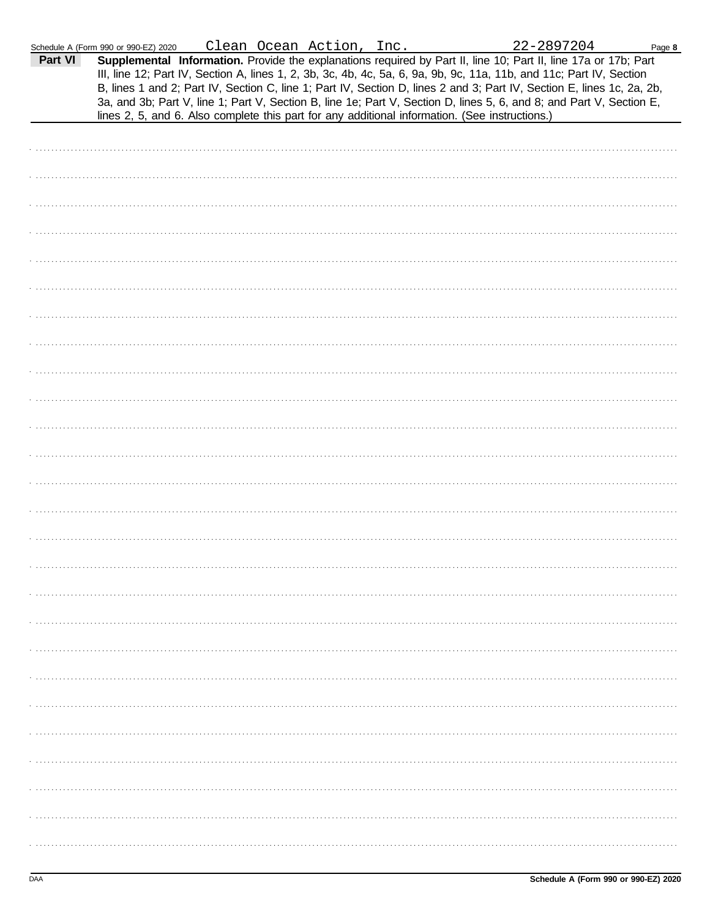Clean Ocean Action, Inc. 22-2897204

**Part VI** **Supplemental Information.** Provide the explanations required by Part II, line 10; Part II, line 17a or 17b; Part III, line 12; Part IV, Section A, lines 1, 2, 3b, 3c, 4b, 4c, 5a, 6, 9a, 9b, 9c, 11a, 11b, and 11c; Part IV, Section B, lines 1 and 2; Part IV, Section C, line 1; Part IV, Section D, lines 2 and 3; Part IV, Section E, lines 1c, 2a, 2b, 3a, and 3b; Part V, line 1; Part V, Section B, line 1e; Part V, Section D, lines 5, 6, and 8; and Part V, Section E, lines 2, 5, and 6. Also complete this part for any additional information. (See instructions.)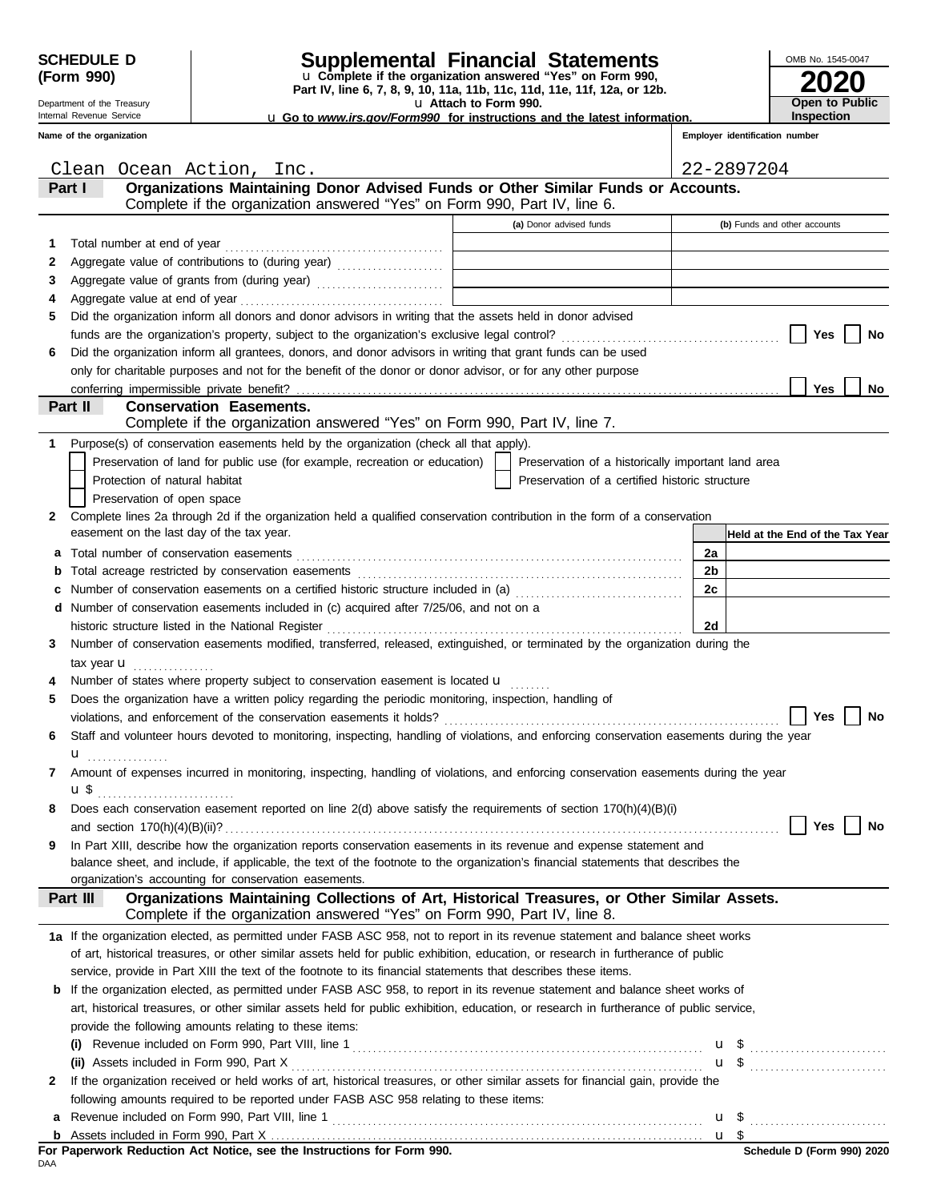**SCHEDULE D (Form 990)**

Department of the Treasury
Internal Revenue Service

# Supplemental Financial Statements

u Complete if the organization answered "Yes" on Form 990, Part IV, line 6, 7, 8, 9, 10, 11a, 11b, 11c, 11d, 11e, 11f, 12a, or 12b.

u Attach to Form 990.

u Go to *www.irs.gov/Form990* for instructions and the latest information.

OMB No. 1545-0047

**2020**

**Open to Public Inspection**

| Name of the organization | Employer identification number |
|---|---|
| Clean Ocean Action, Inc. | 22-2897204 |

**Part I — Organizations Maintaining Donor Advised Funds or Other Similar Funds or Accounts.** Complete if the organization answered "Yes" on Form 990, Part IV, line 6.

| | | (a) Donor advised funds | (b) Funds and other accounts |
|---|---|---|---|
| 1 | Total number at end of year | | |
| 2 | Aggregate value of contributions to (during year) | | |
| 3 | Aggregate value of grants from (during year) | | |
| 4 | Aggregate value at end of year | | |

5 Did the organization inform all donors and donor advisors in writing that the assets held in donor advised funds are the organization's property, subject to the organization's exclusive legal control? ☐ Yes ☐ No

6 Did the organization inform all grantees, donors, and donor advisors in writing that grant funds can be used only for charitable purposes and not for the benefit of the donor or donor advisor, or for any other purpose conferring impermissible private benefit? ☐ Yes ☐ No

**Part II — Conservation Easements.** Complete if the organization answered "Yes" on Form 990, Part IV, line 7.

1 Purpose(s) of conservation easements held by the organization (check all that apply).

- ☐ Preservation of land for public use (for example, recreation or education)
- ☐ Preservation of a historically important land area
- ☐ Protection of natural habitat
- ☐ Preservation of a certified historic structure
- ☐ Preservation of open space

2 Complete lines 2a through 2d if the organization held a qualified conservation contribution in the form of a conservation easement on the last day of the tax year.

| | | | Held at the End of the Tax Year |
|---|---|---|---|
| a | Total number of conservation easements | 2a | |
| b | Total acreage restricted by conservation easements | 2b | |
| c | Number of conservation easements on a certified historic structure included in (a) | 2c | |
| d | Number of conservation easements included in (c) acquired after 7/25/06, and not on a historic structure listed in the National Register | 2d | |

3 Number of conservation easements modified, transferred, released, extinguished, or terminated by the organization during the tax year u

4 Number of states where property subject to conservation easement is located u

5 Does the organization have a written policy regarding the periodic monitoring, inspection, handling of violations, and enforcement of the conservation easements it holds? ☐ Yes ☐ No

6 Staff and volunteer hours devoted to monitoring, inspecting, handling of violations, and enforcing conservation easements during the year u

7 Amount of expenses incurred in monitoring, inspecting, handling of violations, and enforcing conservation easements during the year u $

8 Does each conservation easement reported on line 2(d) above satisfy the requirements of section 170(h)(4)(B)(i) and section 170(h)(4)(B)(ii)? ☐ Yes ☐ No

9 In Part XIII, describe how the organization reports conservation easements in its revenue and expense statement and balance sheet, and include, if applicable, the text of the footnote to the organization's financial statements that describes the organization's accounting for conservation easements.

**Part III — Organizations Maintaining Collections of Art, Historical Treasures, or Other Similar Assets.** Complete if the organization answered "Yes" on Form 990, Part IV, line 8.

1a If the organization elected, as permitted under FASB ASC 958, not to report in its revenue statement and balance sheet works of art, historical treasures, or other similar assets held for public exhibition, education, or research in furtherance of public service, provide in Part XIII the text of the footnote to its financial statements that describes these items.

b If the organization elected, as permitted under FASB ASC 958, to report in its revenue statement and balance sheet works of art, historical treasures, or other similar assets held for public exhibition, education, or research in furtherance of public service, provide the following amounts relating to these items:

(i) Revenue included on Form 990, Part VIII, line 1 u $

(ii) Assets included in Form 990, Part X u $

2 If the organization received or held works of art, historical treasures, or other similar assets for financial gain, provide the following amounts required to be reported under FASB ASC 958 relating to these items:

a Revenue included on Form 990, Part VIII, line 1 u $

b Assets included in Form 990, Part X u $

**For Paperwork Reduction Act Notice, see the Instructions for Form 990.**

DAA

**Schedule D (Form 990) 2020**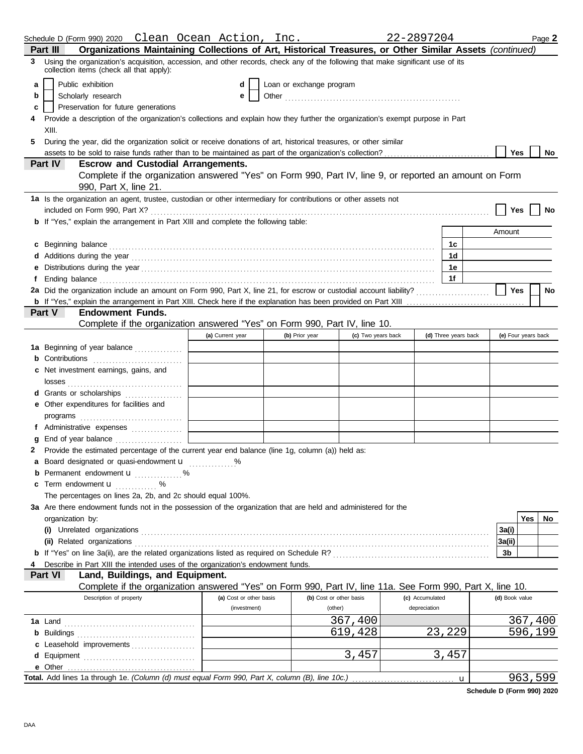Schedule D (Form 990) 2020 Clean Ocean Action, Inc. 22-2897204 Page **2**

**Part III** **Organizations Maintaining Collections of Art, Historical Treasures, or Other Similar Assets** *(continued)*

**3** Using the organization's acquisition, accession, and other records, check any of the following that make significant use of its collection items (check all that apply):

- **a** ☐ Public exhibition
- **b** ☐ Scholarly research
- **c** ☐ Preservation for future generations
- **d** ☐ Loan or exchange program
- **e** ☐ Other ....................

**4** Provide a description of the organization's collections and explain how they further the organization's exempt purpose in Part XIII.

**5** During the year, did the organization solicit or receive donations of art, historical treasures, or other similar assets to be sold to raise funds rather than to be maintained as part of the organization's collection? ☐ **Yes** ☐ **No**

**Part IV** **Escrow and Custodial Arrangements.**
Complete if the organization answered "Yes" on Form 990, Part IV, line 9, or reported an amount on Form 990, Part X, line 21.

**1a** Is the organization an agent, trustee, custodian or other intermediary for contributions or other assets not included on Form 990, Part X? ☐ **Yes** ☐ **No**

**b** If "Yes," explain the arrangement in Part XIII and complete the following table:

| | | Amount |
|---|---|---|
| **c** Beginning balance | 1c | |
| **d** Additions during the year | 1d | |
| **e** Distributions during the year | 1e | |
| **f** Ending balance | 1f | |

**2a** Did the organization include an amount on Form 990, Part X, line 21, for escrow or custodial account liability? ☐ **Yes** ☐ **No**

**b** If "Yes," explain the arrangement in Part XIII. Check here if the explanation has been provided on Part XIII ☐

**Part V** **Endowment Funds.**
Complete if the organization answered "Yes" on Form 990, Part IV, line 10.

| | (a) Current year | (b) Prior year | (c) Two years back | (d) Three years back | (e) Four years back |
|---|---|---|---|---|---|
| **1a** Beginning of year balance | | | | | |
| **b** Contributions | | | | | |
| **c** Net investment earnings, gains, and losses | | | | | |
| **d** Grants or scholarships | | | | | |
| **e** Other expenditures for facilities and programs | | | | | |
| **f** Administrative expenses | | | | | |
| **g** End of year balance | | | | | |

**2** Provide the estimated percentage of the current year end balance (line 1g, column (a)) held as:

- **a** Board designated or quasi-endowment u ........ %
- **b** Permanent endowment u ........ %
- **c** Term endowment u ........ %

The percentages on lines 2a, 2b, and 2c should equal 100%.

**3a** Are there endowment funds not in the possession of the organization that are held and administered for the organization by:

| | | Yes | No |
|---|---|---|---|
| **(i)** Unrelated organizations | 3a(i) | | |
| **(ii)** Related organizations | 3a(ii) | | |
| **b** If "Yes" on line 3a(ii), are the related organizations listed as required on Schedule R? | 3b | | |

**4** Describe in Part XIII the intended uses of the organization's endowment funds.

**Part VI** **Land, Buildings, and Equipment.**
Complete if the organization answered "Yes" on Form 990, Part IV, line 11a. See Form 990, Part X, line 10.

| Description of property | (a) Cost or other basis (investment) | (b) Cost or other basis (other) | (c) Accumulated depreciation | (d) Book value |
|---|---|---|---|---|
| **1a** Land | | 367,400 | | 367,400 |
| **b** Buildings | | 619,428 | 23,229 | 596,199 |
| **c** Leasehold improvements | | | | |
| **d** Equipment | | 3,457 | 3,457 | |
| **e** Other | | | | |
| **Total.** Add lines 1a through 1e. *(Column (d) must equal Form 990, Part X, column (B), line 10c.)* u | | | | 963,599 |

**Schedule D (Form 990) 2020**

DAA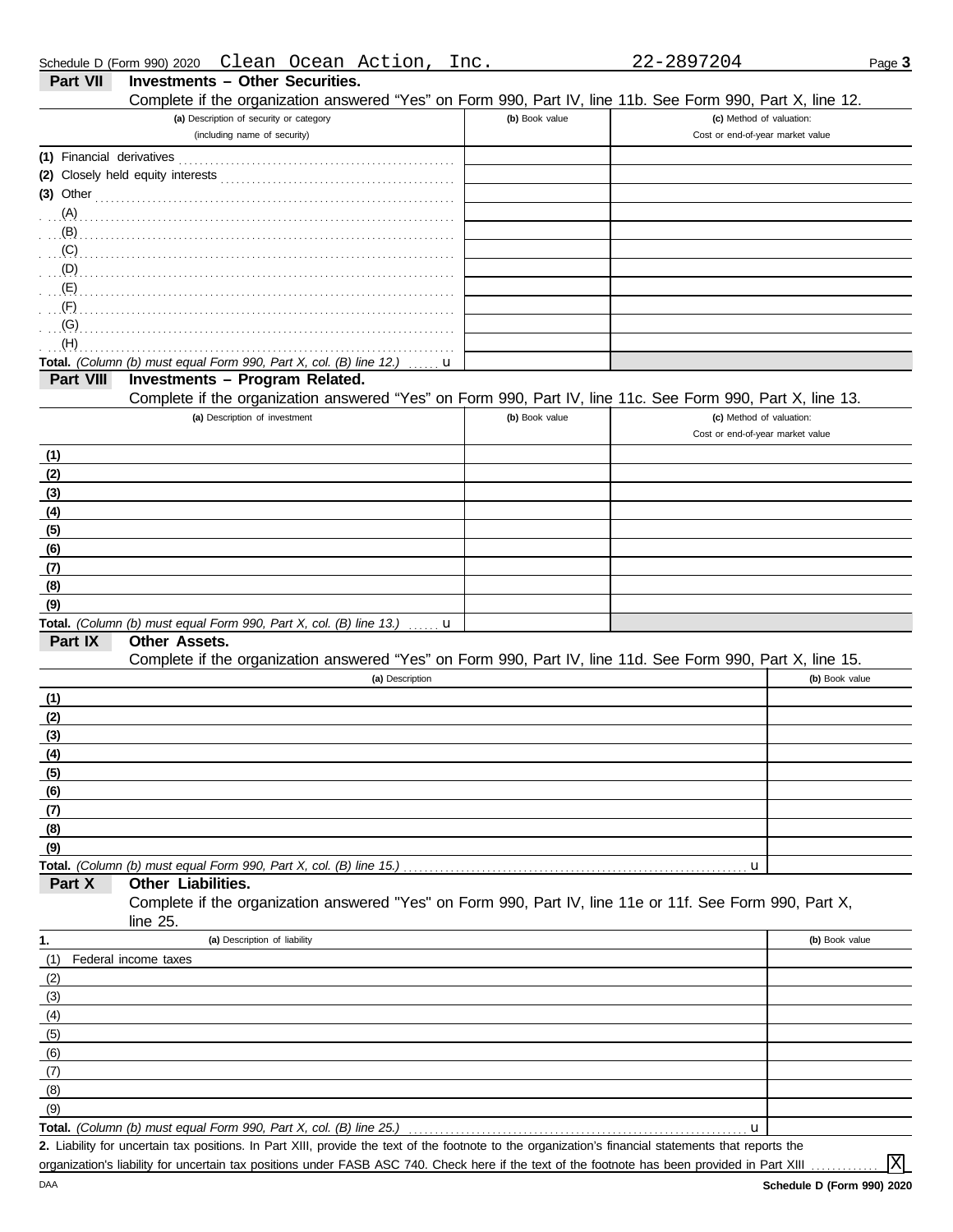Schedule D (Form 990) 2020 Clean Ocean Action, Inc. 22-2897204 Page 3

## Part VII Investments – Other Securities.

Complete if the organization answered "Yes" on Form 990, Part IV, line 11b. See Form 990, Part X, line 12.

| (a) Description of security or category (including name of security) | (b) Book value | (c) Method of valuation: Cost or end-of-year market value |
|---|---|---|
| (1) Financial derivatives | | |
| (2) Closely held equity interests | | |
| (3) Other | | |
| (A) | | |
| (B) | | |
| (C) | | |
| (D) | | |
| (E) | | |
| (F) | | |
| (G) | | |
| (H) | | |
| **Total.** *(Column (b) must equal Form 990, Part X, col. (B) line 12.)* u | | |

## Part VIII Investments – Program Related.

Complete if the organization answered "Yes" on Form 990, Part IV, line 11c. See Form 990, Part X, line 13.

| (a) Description of investment | (b) Book value | (c) Method of valuation: Cost or end-of-year market value |
|---|---|---|
| (1) | | |
| (2) | | |
| (3) | | |
| (4) | | |
| (5) | | |
| (6) | | |
| (7) | | |
| (8) | | |
| (9) | | |
| **Total.** *(Column (b) must equal Form 990, Part X, col. (B) line 13.)* u | | |

## Part IX Other Assets.

Complete if the organization answered "Yes" on Form 990, Part IV, line 11d. See Form 990, Part X, line 15.

| (a) Description | (b) Book value |
|---|---|
| (1) | |
| (2) | |
| (3) | |
| (4) | |
| (5) | |
| (6) | |
| (7) | |
| (8) | |
| (9) | |
| **Total.** *(Column (b) must equal Form 990, Part X, col. (B) line 15.)* u | |

## Part X Other Liabilities.

Complete if the organization answered "Yes" on Form 990, Part IV, line 11e or 11f. See Form 990, Part X, line 25.

| 1. (a) Description of liability | (b) Book value |
|---|---|
| (1) Federal income taxes | |
| (2) | |
| (3) | |
| (4) | |
| (5) | |
| (6) | |
| (7) | |
| (8) | |
| (9) | |
| **Total.** *(Column (b) must equal Form 990, Part X, col. (B) line 25.)* u | |

**2.** Liability for uncertain tax positions. In Part XIII, provide the text of the footnote to the organization's financial statements that reports the organization's liability for uncertain tax positions under FASB ASC 740. Check here if the text of the footnote has been provided in Part XIII ............ [X]

DAA **Schedule D (Form 990) 2020**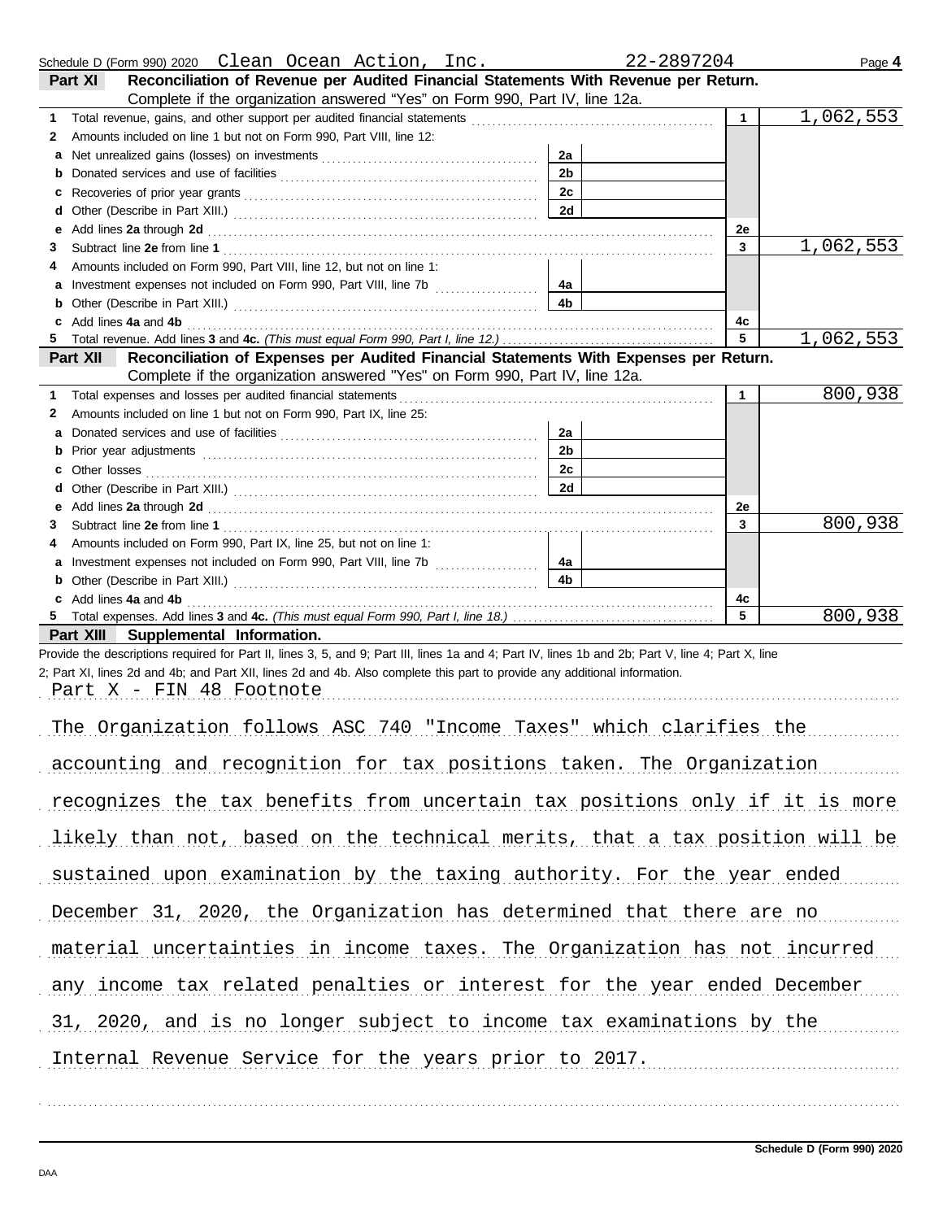Schedule D (Form 990) 2020 Clean Ocean Action, Inc. 22-2897204 Page **4**

## Part XI Reconciliation of Revenue per Audited Financial Statements With Revenue per Return.

Complete if the organization answered "Yes" on Form 990, Part IV, line 12a.

| | | | | | |
|---|---|---|---|---|---|
| **1** | Total revenue, gains, and other support per audited financial statements | | | 1 | 1,062,553 |
| **2** | Amounts included on line 1 but not on Form 990, Part VIII, line 12: | | | | |
| **a** | Net unrealized gains (losses) on investments | 2a | | | |
| **b** | Donated services and use of facilities | 2b | | | |
| **c** | Recoveries of prior year grants | 2c | | | |
| **d** | Other (Describe in Part XIII.) | 2d | | | |
| **e** | Add lines **2a** through **2d** | | | 2e | |
| **3** | Subtract line **2e** from line **1** | | | 3 | 1,062,553 |
| **4** | Amounts included on Form 990, Part VIII, line 12, but not on line 1: | | | | |
| **a** | Investment expenses not included on Form 990, Part VIII, line 7b | 4a | | | |
| **b** | Other (Describe in Part XIII.) | 4b | | | |
| **c** | Add lines **4a** and **4b** | | | 4c | |
| **5** | Total revenue. Add lines **3** and **4c.** *(This must equal Form 990, Part I, line 12.)* | | | 5 | 1,062,553 |

## Part XII Reconciliation of Expenses per Audited Financial Statements With Expenses per Return.

Complete if the organization answered "Yes" on Form 990, Part IV, line 12a.

| | | | | | |
|---|---|---|---|---|---|
| **1** | Total expenses and losses per audited financial statements | | | 1 | 800,938 |
| **2** | Amounts included on line 1 but not on Form 990, Part IX, line 25: | | | | |
| **a** | Donated services and use of facilities | 2a | | | |
| **b** | Prior year adjustments | 2b | | | |
| **c** | Other losses | 2c | | | |
| **d** | Other (Describe in Part XIII.) | 2d | | | |
| **e** | Add lines **2a** through **2d** | | | 2e | |
| **3** | Subtract line **2e** from line **1** | | | 3 | 800,938 |
| **4** | Amounts included on Form 990, Part IX, line 25, but not on line 1: | | | | |
| **a** | Investment expenses not included on Form 990, Part VIII, line 7b | 4a | | | |
| **b** | Other (Describe in Part XIII.) | 4b | | | |
| **c** | Add lines **4a** and **4b** | | | 4c | |
| **5** | Total expenses. Add lines **3** and **4c.** *(This must equal Form 990, Part I, line 18.)* | | | 5 | 800,938 |

## Part XIII Supplemental Information.

Provide the descriptions required for Part II, lines 3, 5, and 9; Part III, lines 1a and 4; Part IV, lines 1b and 2b; Part V, line 4; Part X, line 2; Part XI, lines 2d and 4b; and Part XII, lines 2d and 4b. Also complete this part to provide any additional information.

Part X - FIN 48 Footnote

The Organization follows ASC 740 "Income Taxes" which clarifies the accounting and recognition for tax positions taken. The Organization recognizes the tax benefits from uncertain tax positions only if it is more likely than not, based on the technical merits, that a tax position will be sustained upon examination by the taxing authority. For the year ended December 31, 2020, the Organization has determined that there are no material uncertainties in income taxes. The Organization has not incurred any income tax related penalties or interest for the year ended December 31, 2020, and is no longer subject to income tax examinations by the Internal Revenue Service for the years prior to 2017.

Schedule D (Form 990) 2020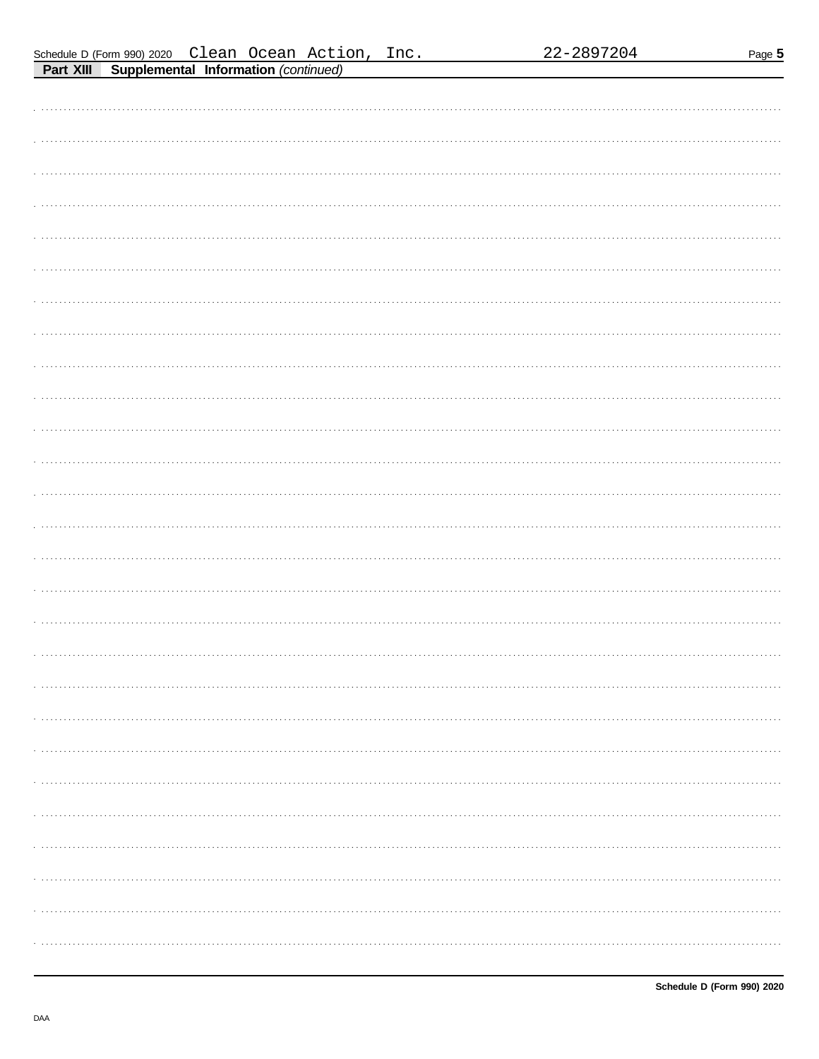Schedule D (Form 990) 2020 Clean Ocean Action, Inc. 22-2897204

**Part XIII** **Supplemental Information** *(continued)*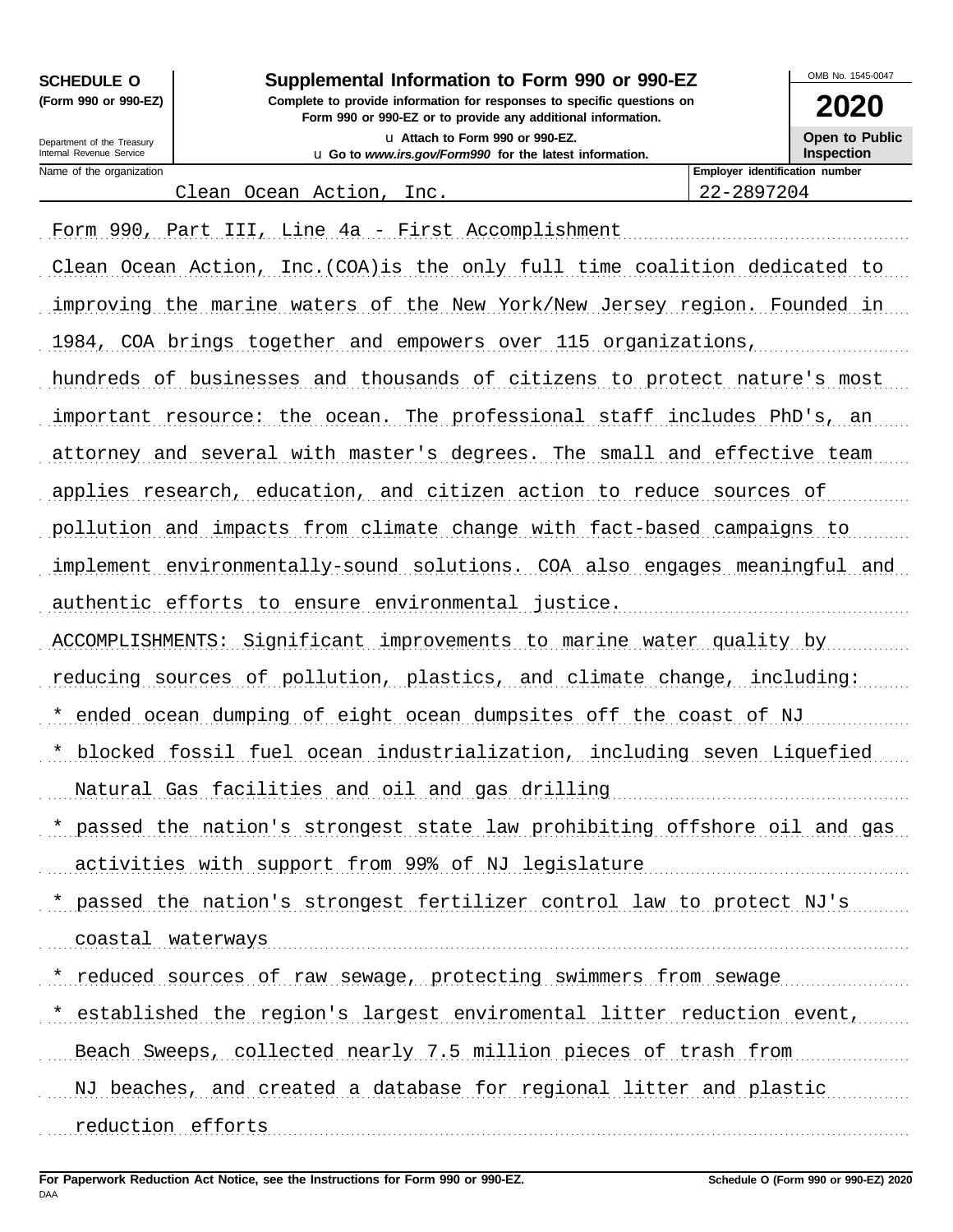**SCHEDULE O (Form 990 or 990-EZ)**

Department of the Treasury
Internal Revenue Service

# Supplemental Information to Form 990 or 990-EZ

**Complete to provide information for responses to specific questions on Form 990 or 990-EZ or to provide any additional information.**

u Attach to Form 990 or 990-EZ.

u Go to *www.irs.gov/Form990* for the latest information.

OMB No. 1545-0047

**2020**

**Open to Public Inspection**

| Name of the organization | Employer identification number |
|---|---|
| Clean Ocean Action, Inc. | 22-2897204 |

Form 990, Part III, Line 4a - First Accomplishment

Clean Ocean Action, Inc.(COA)is the only full time coalition dedicated to improving the marine waters of the New York/New Jersey region. Founded in 1984, COA brings together and empowers over 115 organizations, hundreds of businesses and thousands of citizens to protect nature's most important resource: the ocean. The professional staff includes PhD's, an attorney and several with master's degrees. The small and effective team applies research, education, and citizen action to reduce sources of pollution and impacts from climate change with fact-based campaigns to implement environmentally-sound solutions. COA also engages meaningful and authentic efforts to ensure environmental justice.

ACCOMPLISHMENTS: Significant improvements to marine water quality by reducing sources of pollution, plastics, and climate change, including:

* ended ocean dumping of eight ocean dumpsites off the coast of NJ
* blocked fossil fuel ocean industrialization, including seven Liquefied Natural Gas facilities and oil and gas drilling
* passed the nation's strongest state law prohibiting offshore oil and gas activities with support from 99% of NJ legislature
* passed the nation's strongest fertilizer control law to protect NJ's coastal waterways
* reduced sources of raw sewage, protecting swimmers from sewage
* established the region's largest enviromental litter reduction event, Beach Sweeps, collected nearly 7.5 million pieces of trash from NJ beaches, and created a database for regional litter and plastic reduction efforts

**For Paperwork Reduction Act Notice, see the Instructions for Form 990 or 990-EZ.**

DAA

**Schedule O (Form 990 or 990-EZ) 2020**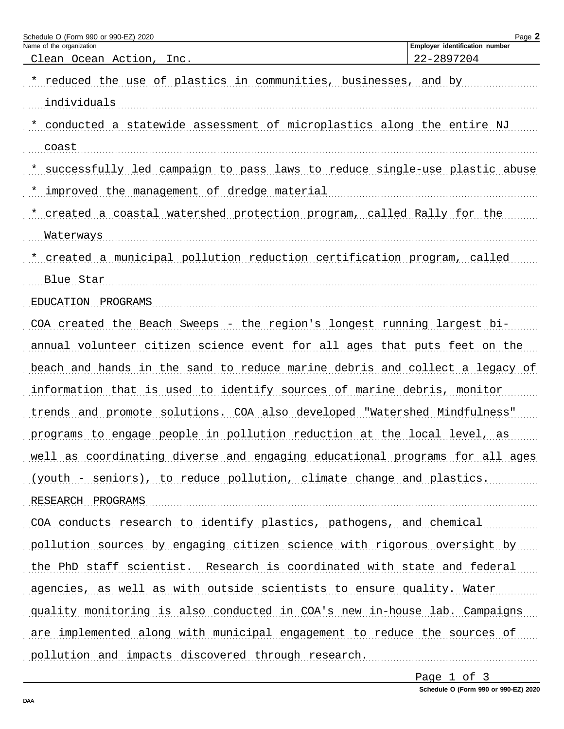Name of the organization: Clean Ocean Action, Inc.

Employer identification number: 22-2897204

* reduced the use of plastics in communities, businesses, and by individuals
* conducted a statewide assessment of microplastics along the entire NJ coast
* successfully led campaign to pass laws to reduce single-use plastic abuse
* improved the management of dredge material
* created a coastal watershed protection program, called Rally for the Waterways
* created a municipal pollution reduction certification program, called Blue Star

EDUCATION PROGRAMS

COA created the Beach Sweeps - the region's longest running largest bi-annual volunteer citizen science event for all ages that puts feet on the beach and hands in the sand to reduce marine debris and collect a legacy of information that is used to identify sources of marine debris, monitor trends and promote solutions. COA also developed "Watershed Mindfulness" programs to engage people in pollution reduction at the local level, as well as coordinating diverse and engaging educational programs for all ages (youth - seniors), to reduce pollution, climate change and plastics.

RESEARCH PROGRAMS

COA conducts research to identify plastics, pathogens, and chemical pollution sources by engaging citizen science with rigorous oversight by the PhD staff scientist. Research is coordinated with state and federal agencies, as well as with outside scientists to ensure quality. Water quality monitoring is also conducted in COA's new in-house lab. Campaigns are implemented along with municipal engagement to reduce the sources of pollution and impacts discovered through research.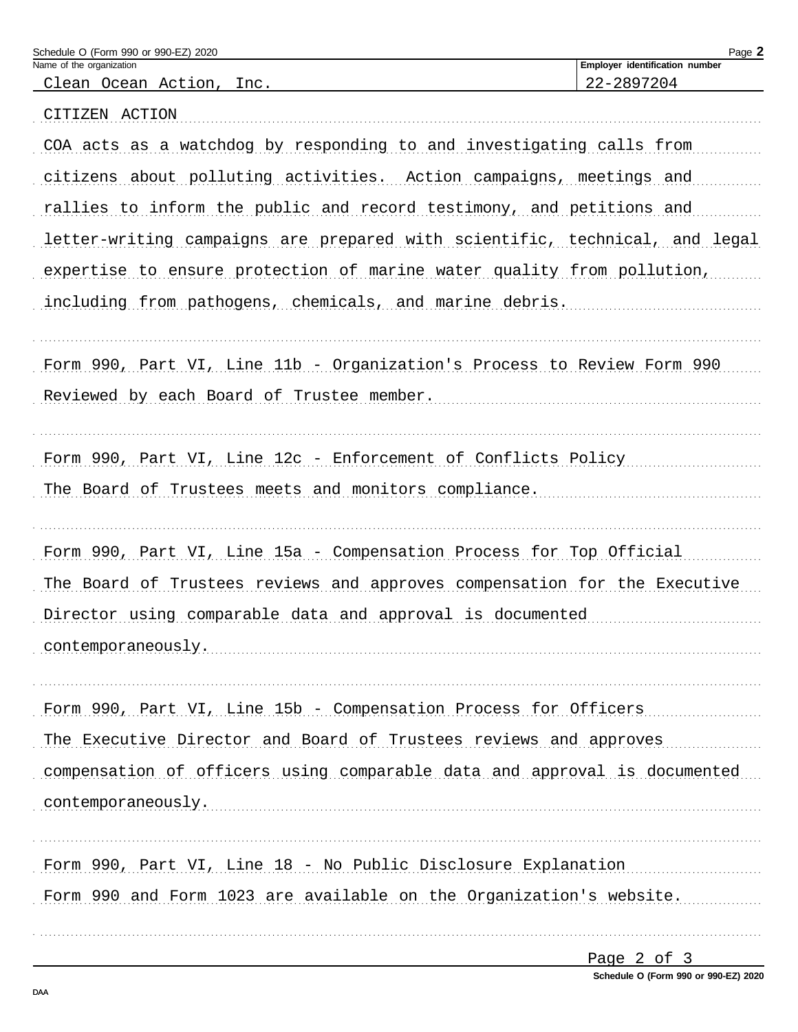| Name of the organization | Employer identification number |
| --- | --- |
| Clean Ocean Action, Inc. | 22-2897204 |

CITIZEN ACTION

COA acts as a watchdog by responding to and investigating calls from citizens about polluting activities. Action campaigns, meetings and rallies to inform the public and record testimony, and petitions and letter-writing campaigns are prepared with scientific, technical, and legal expertise to ensure protection of marine water quality from pollution, including from pathogens, chemicals, and marine debris.

Form 990, Part VI, Line 11b - Organization's Process to Review Form 990

Reviewed by each Board of Trustee member.

Form 990, Part VI, Line 12c - Enforcement of Conflicts Policy

The Board of Trustees meets and monitors compliance.

Form 990, Part VI, Line 15a - Compensation Process for Top Official

The Board of Trustees reviews and approves compensation for the Executive Director using comparable data and approval is documented contemporaneously.

Form 990, Part VI, Line 15b - Compensation Process for Officers

The Executive Director and Board of Trustees reviews and approves compensation of officers using comparable data and approval is documented contemporaneously.

Form 990, Part VI, Line 18 - No Public Disclosure Explanation

Form 990 and Form 1023 are available on the Organization's website.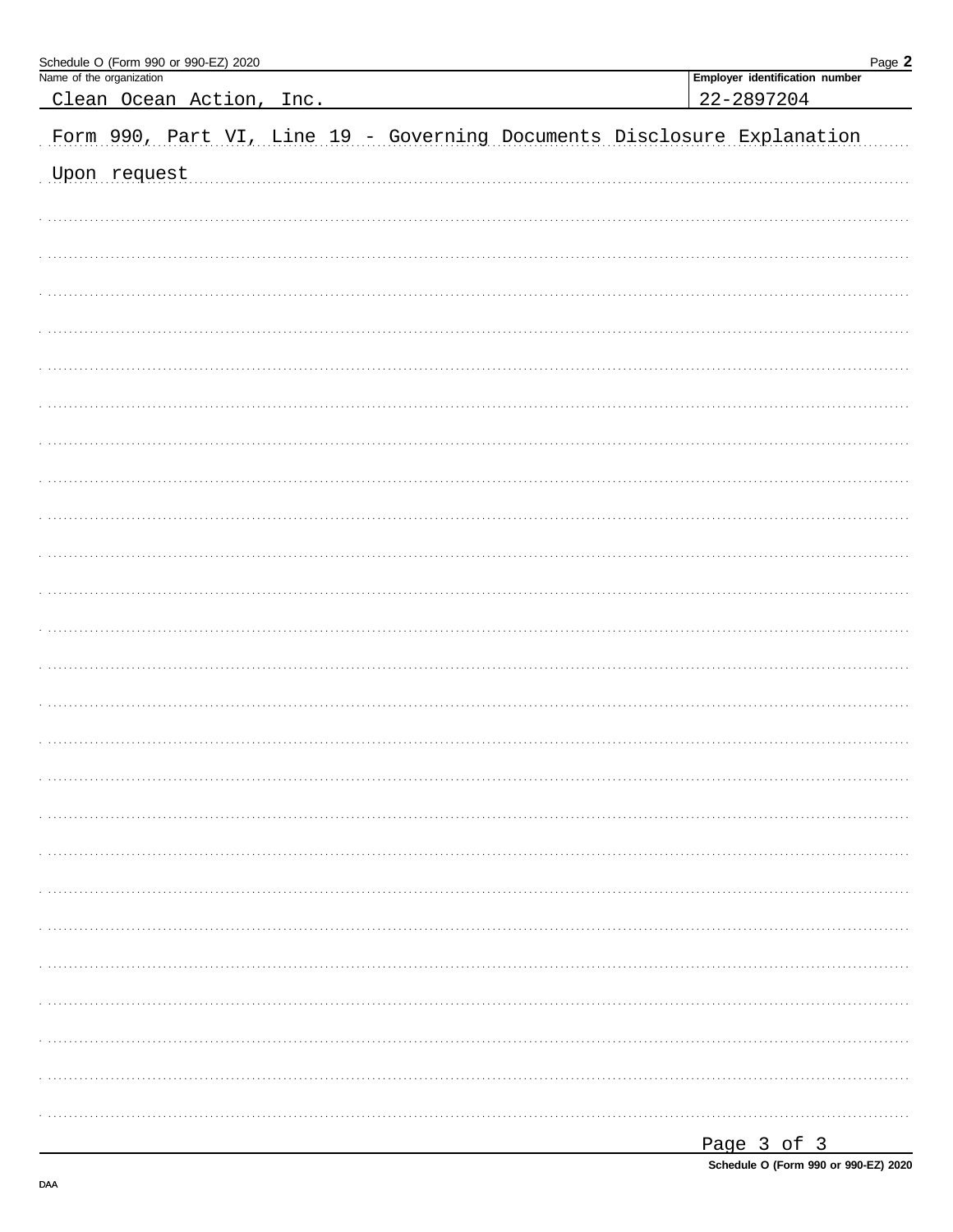Schedule O (Form 990 or 990-EZ) 2020

| Name of the organization | Employer identification number |
| --- | --- |
| Clean Ocean Action, Inc. | 22-2897204 |

Form 990, Part VI, Line 19 - Governing Documents Disclosure Explanation

Upon request